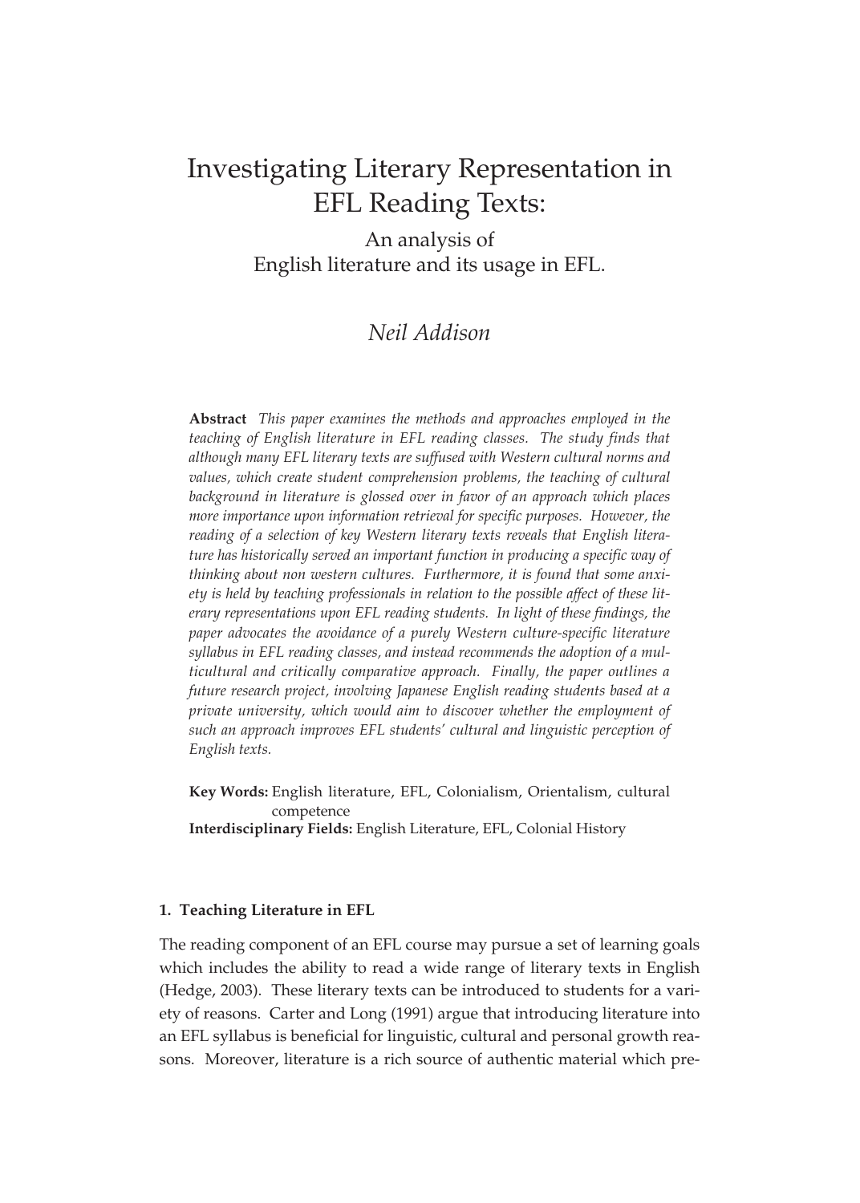# Investigating Literary Representation in EFL Reading Texts:

## An analysis of English literature and its usage in EFL.

*Neil Addison*

**Abstract** *This paper examines the methods and approaches employed in the teaching of English literature in EFL reading classes. The study finds that although many EFL literary texts are suffused with Western cultural norms and values, which create student comprehension problems, the teaching of cultural background in literature is glossed over in favor of an approach which places more importance upon information retrieval for specific purposes. However, the reading of a selection of key Western literary texts reveals that English literature has historically served an important function in producing a specific way of thinking about non western cultures. Furthermore, it is found that some anxiety is held by teaching professionals in relation to the possible affect of these literary representations upon EFL reading students. In light of these findings, the paper advocates the avoidance of a purely Western culture-specific literature syllabus in EFL reading classes, and instead recommends the adoption of a multicultural and critically comparative approach. Finally, the paper outlines a future research project, involving Japanese English reading students based at a private university, which would aim to discover whether the employment of such an approach improves EFL students' cultural and linguistic perception of English texts.*

**Key Words:** English literature, EFL, Colonialism, Orientalism, cultural competence

**Interdisciplinary Fields:** English Literature, EFL, Colonial History

### 1. Teaching Literature in EFL

The reading component of an EFL course may pursue a set of learning goals which includes the ability to read a wide range of literary texts in English (Hedge, 2003). These literary texts can be introduced to students for a variety of reasons. Carter and Long (1991) argue that introducing literature into an EFL syllabus is beneficial for linguistic, cultural and personal growth reasons. Moreover, literature is a rich source of authentic material which pre-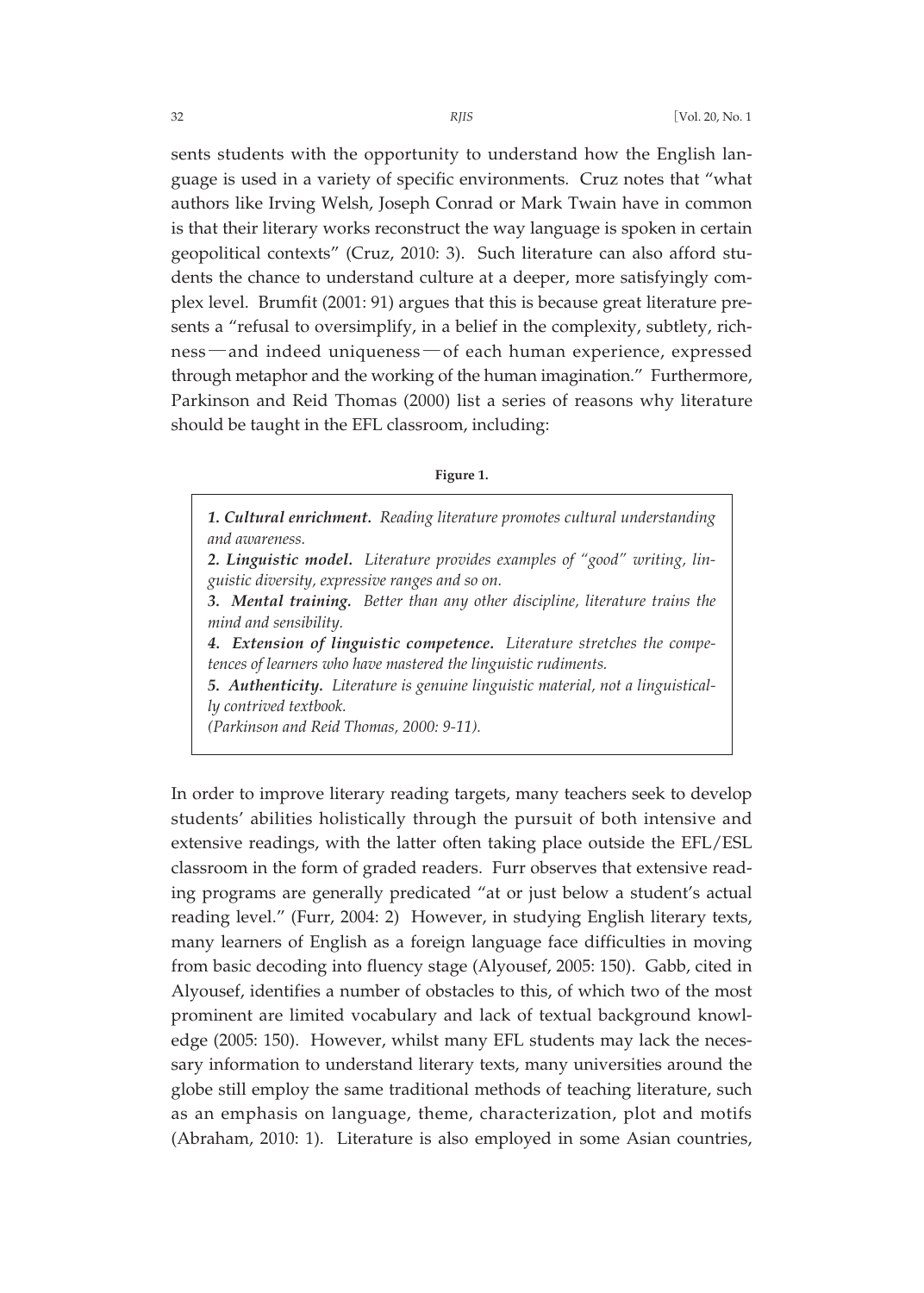sents students with the opportunity to understand how the English language is used in a variety of specific environments. Cruz notes that "what authors like Irving Welsh, Joseph Conrad or Mark Twain have in common is that their literary works reconstruct the way language is spoken in certain geopolitical contexts" (Cruz, 2010: 3). Such literature can also afford students the chance to understand culture at a deeper, more satisfyingly complex level. Brumfit (2001: 91) argues that this is because great literature presents a "refusal to oversimplify, in a belief in the complexity, subtlety, richness—and indeed uniqueness—of each human experience, expressed through metaphor and the working of the human imagination." Furthermore, Parkinson and Reid Thomas (2000) list a series of reasons why literature should be taught in the EFL classroom, including:

**Figure 1.**

> ***1. Cultural enrichment.*** *Reading literature promotes cultural understanding and awareness.*
>
> ***2. Linguistic model.*** *Literature provides examples of "good" writing, linguistic diversity, expressive ranges and so on.*
>
> ***3. Mental training.*** *Better than any other discipline, literature trains the mind and sensibility.*
>
> ***4. Extension of linguistic competence.*** *Literature stretches the competences of learners who have mastered the linguistic rudiments.*
>
> ***5. Authenticity.*** *Literature is genuine linguistic material, not a linguistically contrived textbook.*
>
> *(Parkinson and Reid Thomas, 2000: 9-11).*

In order to improve literary reading targets, many teachers seek to develop students' abilities holistically through the pursuit of both intensive and extensive readings, with the latter often taking place outside the EFL/ESL classroom in the form of graded readers. Furr observes that extensive reading programs are generally predicated "at or just below a student's actual reading level." (Furr, 2004: 2) However, in studying English literary texts, many learners of English as a foreign language face difficulties in moving from basic decoding into fluency stage (Alyousef, 2005: 150). Gabb, cited in Alyousef, identifies a number of obstacles to this, of which two of the most prominent are limited vocabulary and lack of textual background knowledge (2005: 150). However, whilst many EFL students may lack the necessary information to understand literary texts, many universities around the globe still employ the same traditional methods of teaching literature, such as an emphasis on language, theme, characterization, plot and motifs (Abraham, 2010: 1). Literature is also employed in some Asian countries,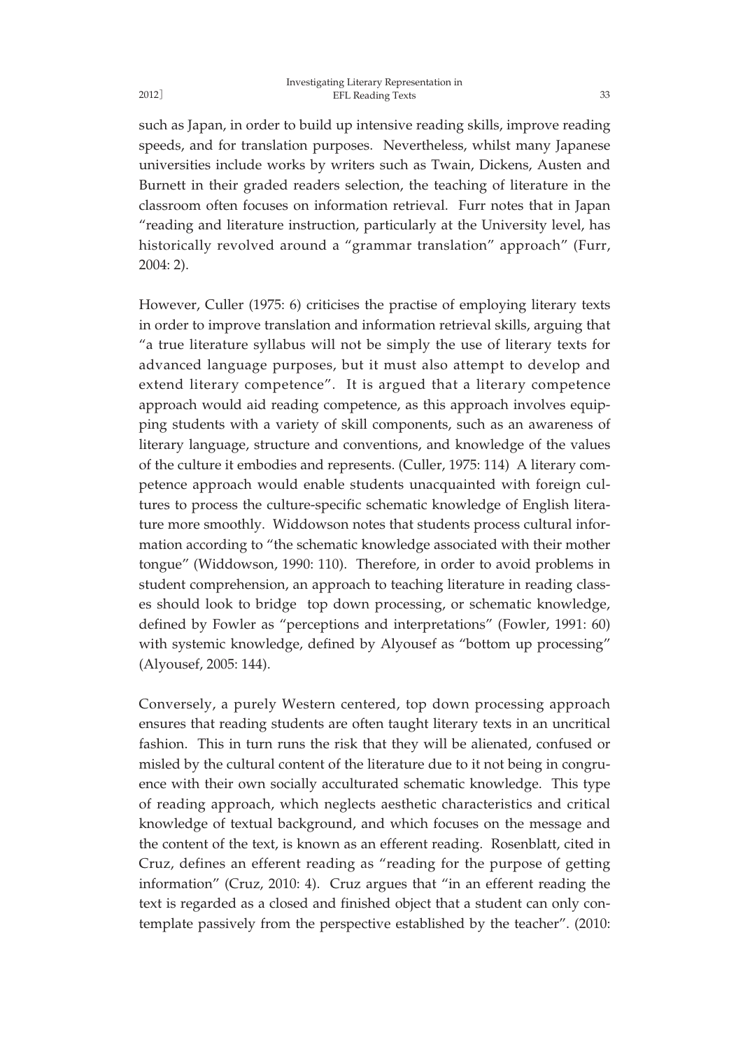such as Japan, in order to build up intensive reading skills, improve reading speeds, and for translation purposes. Nevertheless, whilst many Japanese universities include works by writers such as Twain, Dickens, Austen and Burnett in their graded readers selection, the teaching of literature in the classroom often focuses on information retrieval. Furr notes that in Japan "reading and literature instruction, particularly at the University level, has historically revolved around a "grammar translation" approach" (Furr, 2004: 2).

However, Culler (1975: 6) criticises the practise of employing literary texts in order to improve translation and information retrieval skills, arguing that "a true literature syllabus will not be simply the use of literary texts for advanced language purposes, but it must also attempt to develop and extend literary competence". It is argued that a literary competence approach would aid reading competence, as this approach involves equipping students with a variety of skill components, such as an awareness of literary language, structure and conventions, and knowledge of the values of the culture it embodies and represents. (Culler, 1975: 114) A literary competence approach would enable students unacquainted with foreign cultures to process the culture-specific schematic knowledge of English literature more smoothly. Widdowson notes that students process cultural information according to "the schematic knowledge associated with their mother tongue" (Widdowson, 1990: 110). Therefore, in order to avoid problems in student comprehension, an approach to teaching literature in reading classes should look to bridge top down processing, or schematic knowledge, defined by Fowler as "perceptions and interpretations" (Fowler, 1991: 60) with systemic knowledge, defined by Alyousef as "bottom up processing" (Alyousef, 2005: 144).

Conversely, a purely Western centered, top down processing approach ensures that reading students are often taught literary texts in an uncritical fashion. This in turn runs the risk that they will be alienated, confused or misled by the cultural content of the literature due to it not being in congruence with their own socially acculturated schematic knowledge. This type of reading approach, which neglects aesthetic characteristics and critical knowledge of textual background, and which focuses on the message and the content of the text, is known as an efferent reading. Rosenblatt, cited in Cruz, defines an efferent reading as "reading for the purpose of getting information" (Cruz, 2010: 4). Cruz argues that "in an efferent reading the text is regarded as a closed and finished object that a student can only contemplate passively from the perspective established by the teacher". (2010: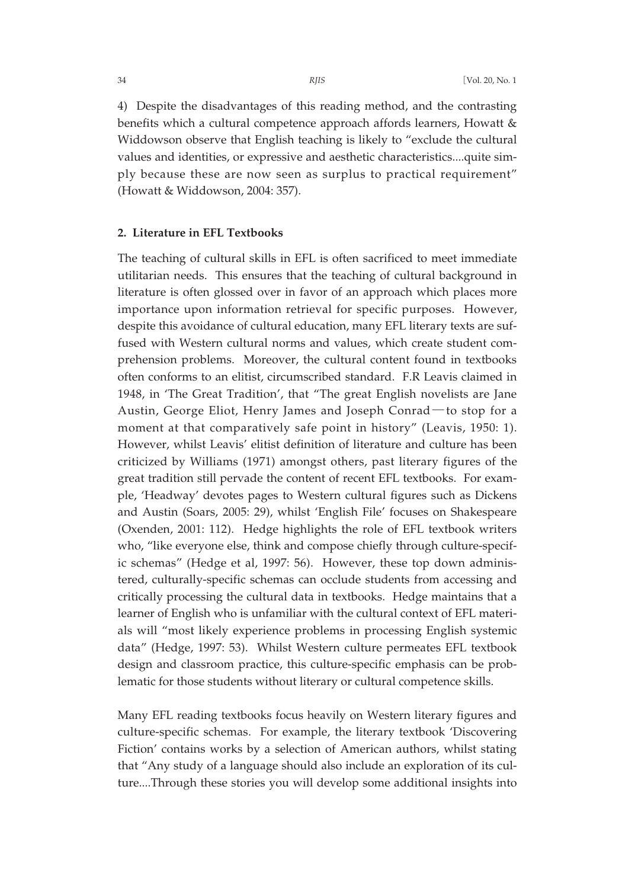4) Despite the disadvantages of this reading method, and the contrasting benefits which a cultural competence approach affords learners, Howatt & Widdowson observe that English teaching is likely to "exclude the cultural values and identities, or expressive and aesthetic characteristics....quite simply because these are now seen as surplus to practical requirement" (Howatt & Widdowson, 2004: 357).

## 2. Literature in EFL Textbooks

The teaching of cultural skills in EFL is often sacrificed to meet immediate utilitarian needs. This ensures that the teaching of cultural background in literature is often glossed over in favor of an approach which places more importance upon information retrieval for specific purposes. However, despite this avoidance of cultural education, many EFL literary texts are suffused with Western cultural norms and values, which create student comprehension problems. Moreover, the cultural content found in textbooks often conforms to an elitist, circumscribed standard. F.R Leavis claimed in 1948, in 'The Great Tradition', that "The great English novelists are Jane Austin, George Eliot, Henry James and Joseph Conrad—to stop for a moment at that comparatively safe point in history" (Leavis, 1950: 1). However, whilst Leavis' elitist definition of literature and culture has been criticized by Williams (1971) amongst others, past literary figures of the great tradition still pervade the content of recent EFL textbooks. For example, 'Headway' devotes pages to Western cultural figures such as Dickens and Austin (Soars, 2005: 29), whilst 'English File' focuses on Shakespeare (Oxenden, 2001: 112). Hedge highlights the role of EFL textbook writers who, "like everyone else, think and compose chiefly through culture-specific schemas" (Hedge et al, 1997: 56). However, these top down administered, culturally-specific schemas can occlude students from accessing and critically processing the cultural data in textbooks. Hedge maintains that a learner of English who is unfamiliar with the cultural context of EFL materials will "most likely experience problems in processing English systemic data" (Hedge, 1997: 53). Whilst Western culture permeates EFL textbook design and classroom practice, this culture-specific emphasis can be problematic for those students without literary or cultural competence skills.

Many EFL reading textbooks focus heavily on Western literary figures and culture-specific schemas. For example, the literary textbook 'Discovering Fiction' contains works by a selection of American authors, whilst stating that "Any study of a language should also include an exploration of its culture....Through these stories you will develop some additional insights into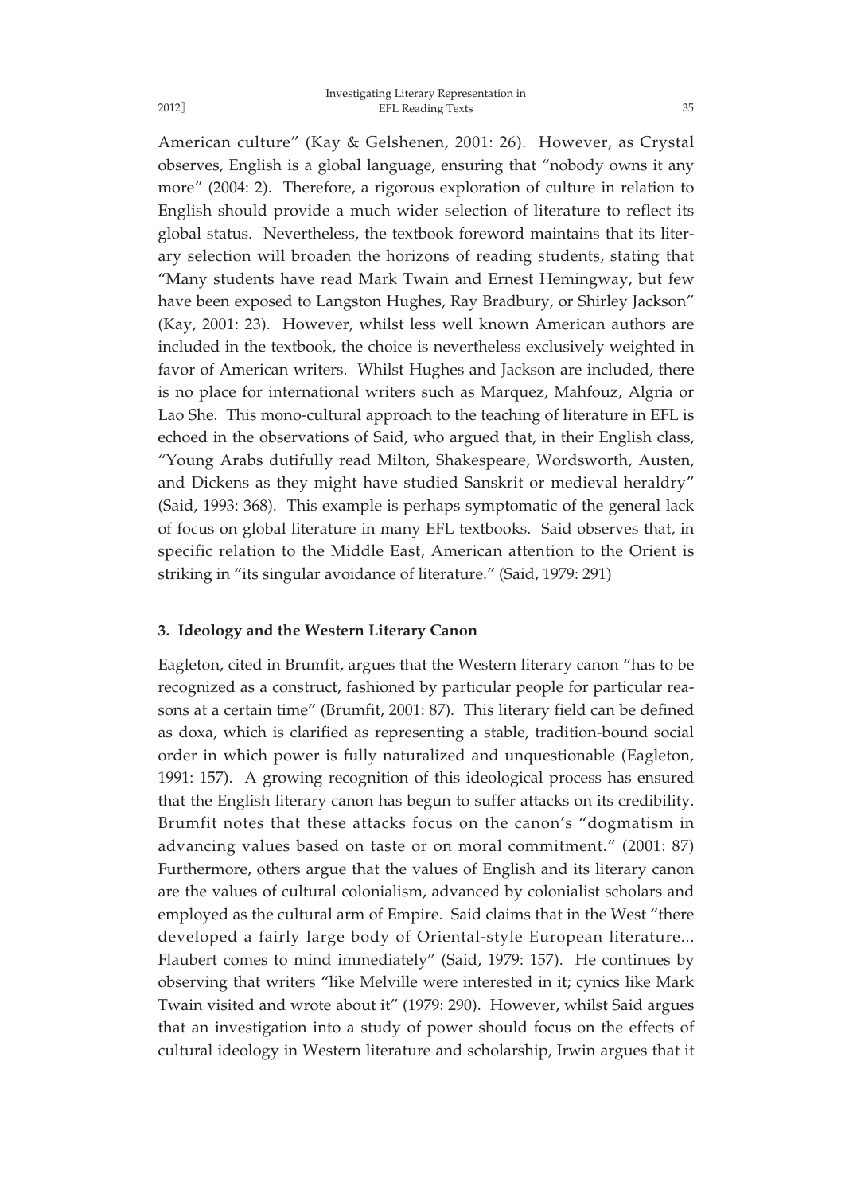American culture" (Kay & Gelshenen, 2001: 26). However, as Crystal observes, English is a global language, ensuring that "nobody owns it any more" (2004: 2). Therefore, a rigorous exploration of culture in relation to English should provide a much wider selection of literature to reflect its global status. Nevertheless, the textbook foreword maintains that its literary selection will broaden the horizons of reading students, stating that "Many students have read Mark Twain and Ernest Hemingway, but few have been exposed to Langston Hughes, Ray Bradbury, or Shirley Jackson" (Kay, 2001: 23). However, whilst less well known American authors are included in the textbook, the choice is nevertheless exclusively weighted in favor of American writers. Whilst Hughes and Jackson are included, there is no place for international writers such as Marquez, Mahfouz, Algria or Lao She. This mono-cultural approach to the teaching of literature in EFL is echoed in the observations of Said, who argued that, in their English class, "Young Arabs dutifully read Milton, Shakespeare, Wordsworth, Austen, and Dickens as they might have studied Sanskrit or medieval heraldry" (Said, 1993: 368). This example is perhaps symptomatic of the general lack of focus on global literature in many EFL textbooks. Said observes that, in specific relation to the Middle East, American attention to the Orient is striking in "its singular avoidance of literature." (Said, 1979: 291)

## 3. Ideology and the Western Literary Canon

Eagleton, cited in Brumfit, argues that the Western literary canon "has to be recognized as a construct, fashioned by particular people for particular reasons at a certain time" (Brumfit, 2001: 87). This literary field can be defined as doxa, which is clarified as representing a stable, tradition-bound social order in which power is fully naturalized and unquestionable (Eagleton, 1991: 157). A growing recognition of this ideological process has ensured that the English literary canon has begun to suffer attacks on its credibility. Brumfit notes that these attacks focus on the canon's "dogmatism in advancing values based on taste or on moral commitment." (2001: 87) Furthermore, others argue that the values of English and its literary canon are the values of cultural colonialism, advanced by colonialist scholars and employed as the cultural arm of Empire. Said claims that in the West "there developed a fairly large body of Oriental-style European literature... Flaubert comes to mind immediately" (Said, 1979: 157). He continues by observing that writers "like Melville were interested in it; cynics like Mark Twain visited and wrote about it" (1979: 290). However, whilst Said argues that an investigation into a study of power should focus on the effects of cultural ideology in Western literature and scholarship, Irwin argues that it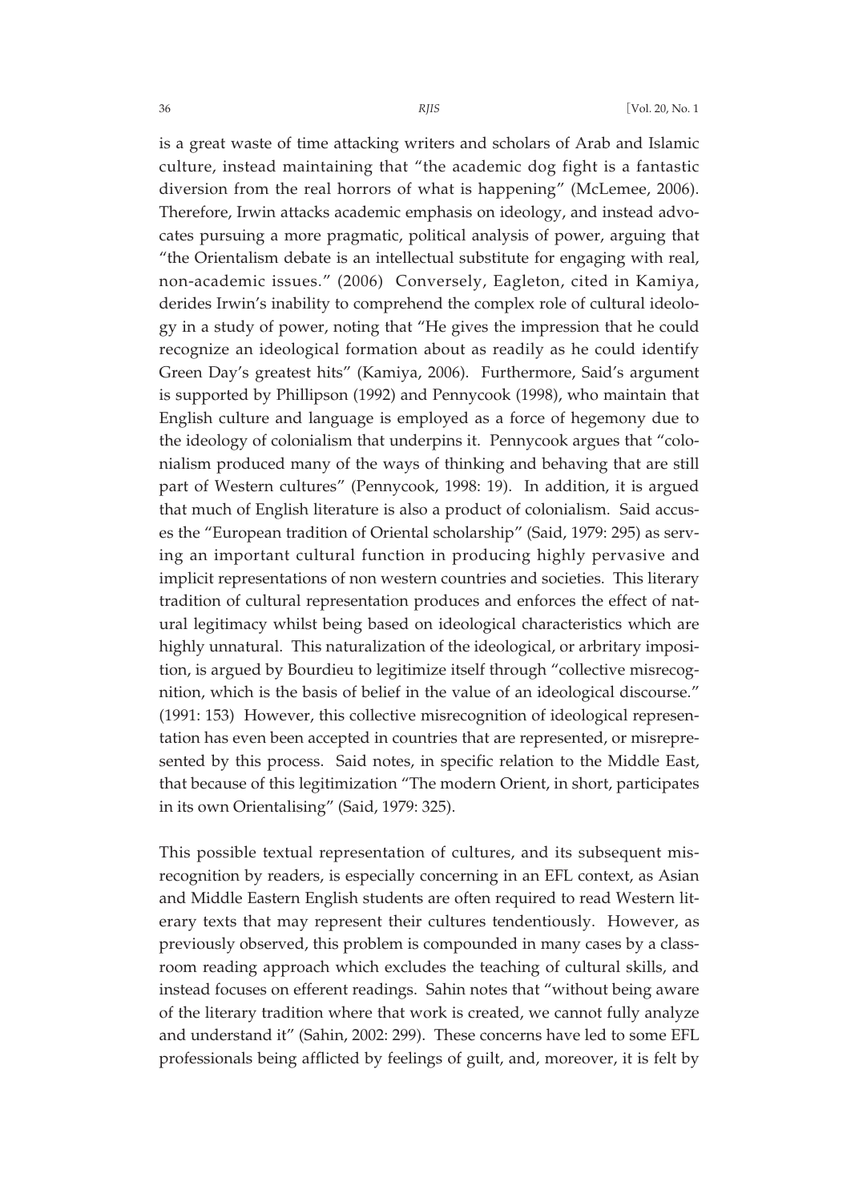is a great waste of time attacking writers and scholars of Arab and Islamic culture, instead maintaining that "the academic dog fight is a fantastic diversion from the real horrors of what is happening" (McLemee, 2006). Therefore, Irwin attacks academic emphasis on ideology, and instead advocates pursuing a more pragmatic, political analysis of power, arguing that "the Orientalism debate is an intellectual substitute for engaging with real, non-academic issues." (2006) Conversely, Eagleton, cited in Kamiya, derides Irwin's inability to comprehend the complex role of cultural ideology in a study of power, noting that "He gives the impression that he could recognize an ideological formation about as readily as he could identify Green Day's greatest hits" (Kamiya, 2006). Furthermore, Said's argument is supported by Phillipson (1992) and Pennycook (1998), who maintain that English culture and language is employed as a force of hegemony due to the ideology of colonialism that underpins it. Pennycook argues that "colonialism produced many of the ways of thinking and behaving that are still part of Western cultures" (Pennycook, 1998: 19). In addition, it is argued that much of English literature is also a product of colonialism. Said accuses the "European tradition of Oriental scholarship" (Said, 1979: 295) as serving an important cultural function in producing highly pervasive and implicit representations of non western countries and societies. This literary tradition of cultural representation produces and enforces the effect of natural legitimacy whilst being based on ideological characteristics which are highly unnatural. This naturalization of the ideological, or arbitrary imposition, is argued by Bourdieu to legitimize itself through "collective misrecognition, which is the basis of belief in the value of an ideological discourse." (1991: 153) However, this collective misrecognition of ideological representation has even been accepted in countries that are represented, or misrepresented by this process. Said notes, in specific relation to the Middle East, that because of this legitimization "The modern Orient, in short, participates in its own Orientalising" (Said, 1979: 325).

This possible textual representation of cultures, and its subsequent misrecognition by readers, is especially concerning in an EFL context, as Asian and Middle Eastern English students are often required to read Western literary texts that may represent their cultures tendentiously. However, as previously observed, this problem is compounded in many cases by a classroom reading approach which excludes the teaching of cultural skills, and instead focuses on efferent readings. Sahin notes that "without being aware of the literary tradition where that work is created, we cannot fully analyze and understand it" (Sahin, 2002: 299). These concerns have led to some EFL professionals being afflicted by feelings of guilt, and, moreover, it is felt by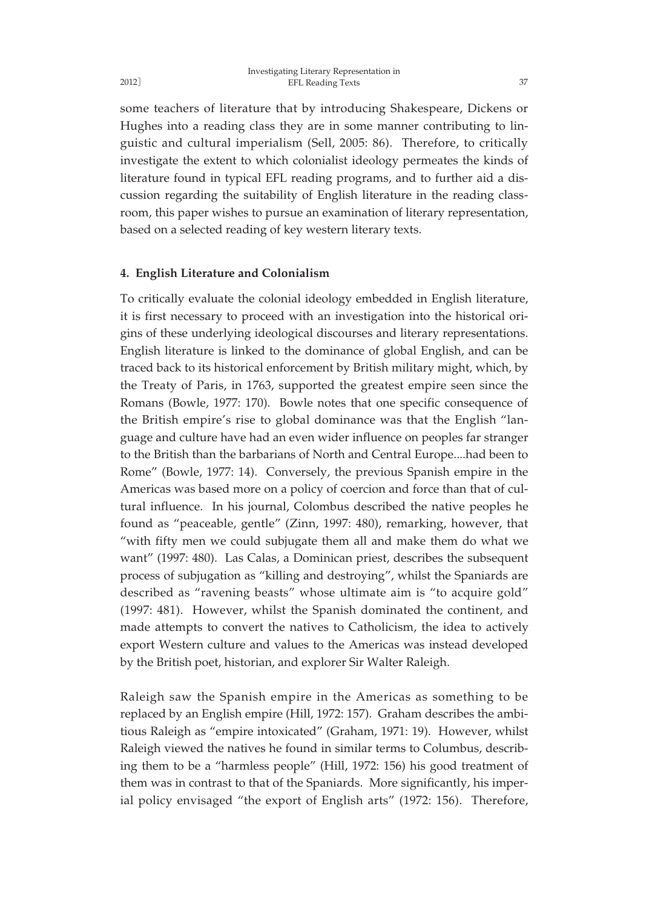some teachers of literature that by introducing Shakespeare, Dickens or Hughes into a reading class they are in some manner contributing to linguistic and cultural imperialism (Sell, 2005: 86). Therefore, to critically investigate the extent to which colonialist ideology permeates the kinds of literature found in typical EFL reading programs, and to further aid a discussion regarding the suitability of English literature in the reading classroom, this paper wishes to pursue an examination of literary representation, based on a selected reading of key western literary texts.

## 4. English Literature and Colonialism

To critically evaluate the colonial ideology embedded in English literature, it is first necessary to proceed with an investigation into the historical origins of these underlying ideological discourses and literary representations. English literature is linked to the dominance of global English, and can be traced back to its historical enforcement by British military might, which, by the Treaty of Paris, in 1763, supported the greatest empire seen since the Romans (Bowle, 1977: 170). Bowle notes that one specific consequence of the British empire's rise to global dominance was that the English "language and culture have had an even wider influence on peoples far stranger to the British than the barbarians of North and Central Europe....had been to Rome" (Bowle, 1977: 14). Conversely, the previous Spanish empire in the Americas was based more on a policy of coercion and force than that of cultural influence. In his journal, Colombus described the native peoples he found as "peaceable, gentle" (Zinn, 1997: 480), remarking, however, that "with fifty men we could subjugate them all and make them do what we want" (1997: 480). Las Calas, a Dominican priest, describes the subsequent process of subjugation as "killing and destroying", whilst the Spaniards are described as "ravening beasts" whose ultimate aim is "to acquire gold" (1997: 481). However, whilst the Spanish dominated the continent, and made attempts to convert the natives to Catholicism, the idea to actively export Western culture and values to the Americas was instead developed by the British poet, historian, and explorer Sir Walter Raleigh.

Raleigh saw the Spanish empire in the Americas as something to be replaced by an English empire (Hill, 1972: 157). Graham describes the ambitious Raleigh as "empire intoxicated" (Graham, 1971: 19). However, whilst Raleigh viewed the natives he found in similar terms to Columbus, describing them to be a "harmless people" (Hill, 1972: 156) his good treatment of them was in contrast to that of the Spaniards. More significantly, his imperial policy envisaged "the export of English arts" (1972: 156). Therefore,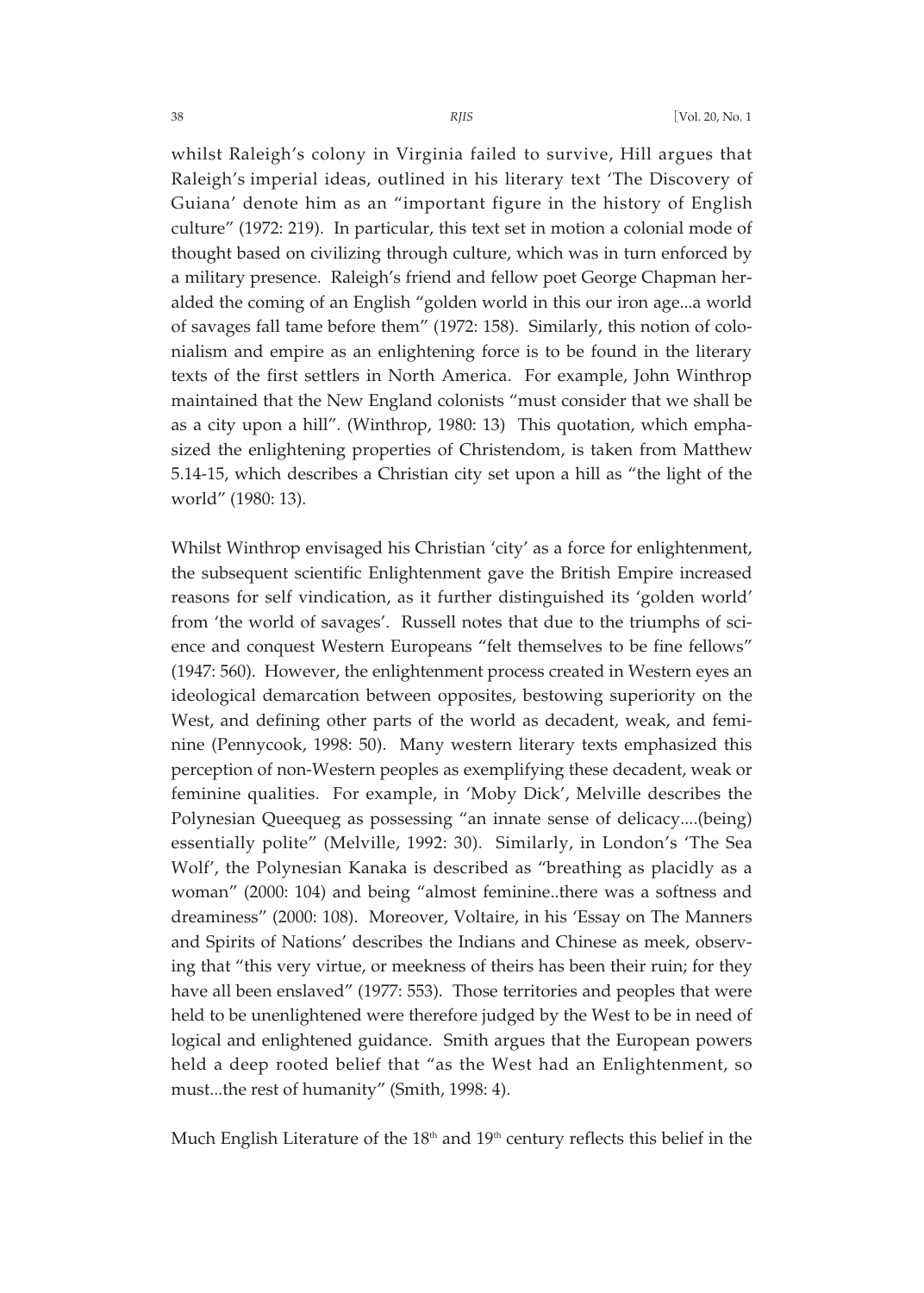whilst Raleigh's colony in Virginia failed to survive, Hill argues that Raleigh's imperial ideas, outlined in his literary text 'The Discovery of Guiana' denote him as an "important figure in the history of English culture" (1972: 219). In particular, this text set in motion a colonial mode of thought based on civilizing through culture, which was in turn enforced by a military presence. Raleigh's friend and fellow poet George Chapman heralded the coming of an English "golden world in this our iron age...a world of savages fall tame before them" (1972: 158). Similarly, this notion of colonialism and empire as an enlightening force is to be found in the literary texts of the first settlers in North America. For example, John Winthrop maintained that the New England colonists "must consider that we shall be as a city upon a hill". (Winthrop, 1980: 13) This quotation, which emphasized the enlightening properties of Christendom, is taken from Matthew 5.14-15, which describes a Christian city set upon a hill as "the light of the world" (1980: 13).

Whilst Winthrop envisaged his Christian 'city' as a force for enlightenment, the subsequent scientific Enlightenment gave the British Empire increased reasons for self vindication, as it further distinguished its 'golden world' from 'the world of savages'. Russell notes that due to the triumphs of science and conquest Western Europeans "felt themselves to be fine fellows" (1947: 560). However, the enlightenment process created in Western eyes an ideological demarcation between opposites, bestowing superiority on the West, and defining other parts of the world as decadent, weak, and feminine (Pennycook, 1998: 50). Many western literary texts emphasized this perception of non-Western peoples as exemplifying these decadent, weak or feminine qualities. For example, in 'Moby Dick', Melville describes the Polynesian Queequeg as possessing "an innate sense of delicacy....(being) essentially polite" (Melville, 1992: 30). Similarly, in London's 'The Sea Wolf', the Polynesian Kanaka is described as "breathing as placidly as a woman" (2000: 104) and being "almost feminine..there was a softness and dreaminess" (2000: 108). Moreover, Voltaire, in his 'Essay on The Manners and Spirits of Nations' describes the Indians and Chinese as meek, observing that "this very virtue, or meekness of theirs has been their ruin; for they have all been enslaved" (1977: 553). Those territories and peoples that were held to be unenlightened were therefore judged by the West to be in need of logical and enlightened guidance. Smith argues that the European powers held a deep rooted belief that "as the West had an Enlightenment, so must...the rest of humanity" (Smith, 1998: 4).

Much English Literature of the 18th and 19th century reflects this belief in the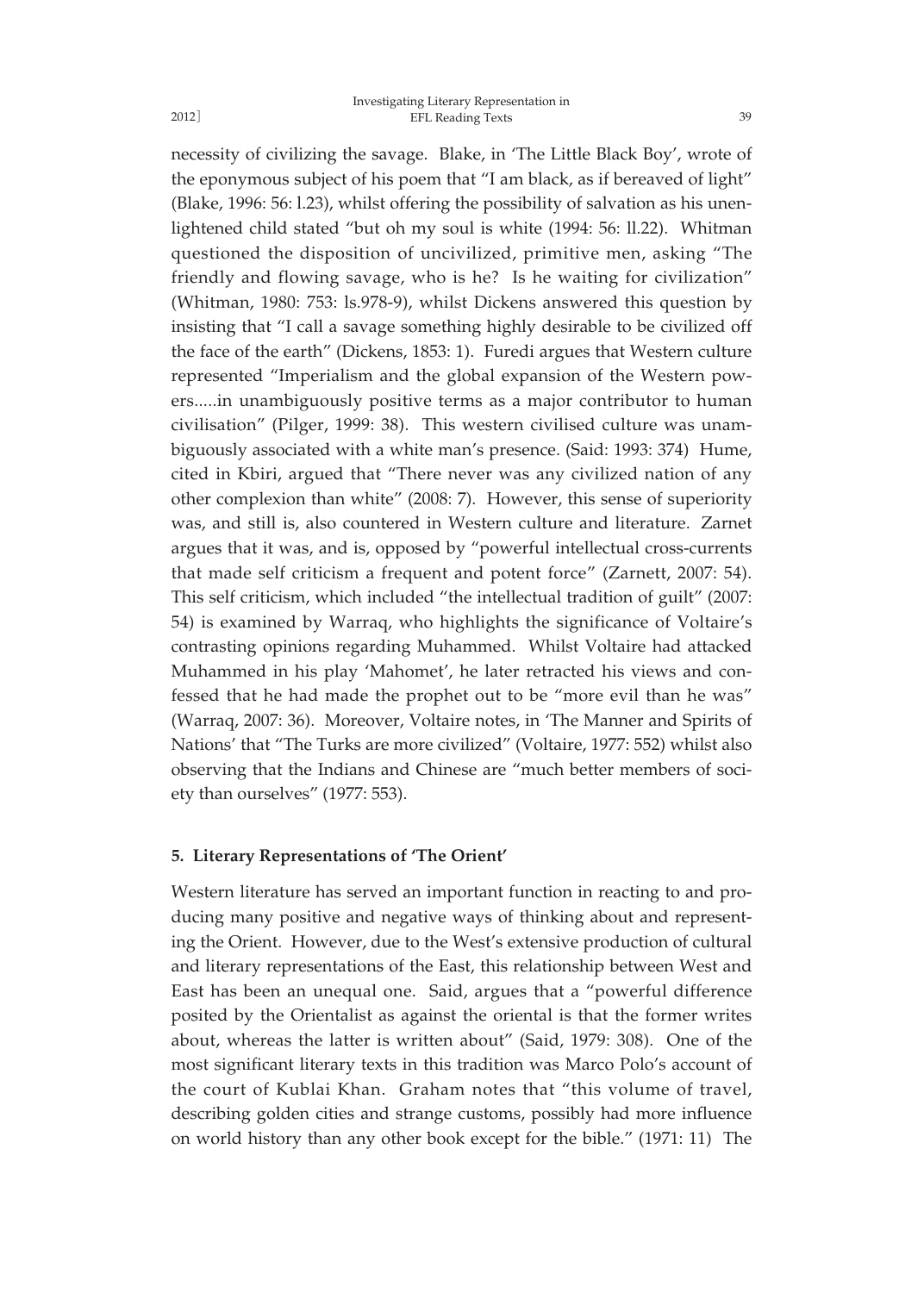necessity of civilizing the savage. Blake, in 'The Little Black Boy', wrote of the eponymous subject of his poem that "I am black, as if bereaved of light" (Blake, 1996: 56: l.23), whilst offering the possibility of salvation as his unenlightened child stated "but oh my soul is white (1994: 56: ll.22). Whitman questioned the disposition of uncivilized, primitive men, asking "The friendly and flowing savage, who is he? Is he waiting for civilization" (Whitman, 1980: 753: ls.978-9), whilst Dickens answered this question by insisting that "I call a savage something highly desirable to be civilized off the face of the earth" (Dickens, 1853: 1). Furedi argues that Western culture represented "Imperialism and the global expansion of the Western powers.....in unambiguously positive terms as a major contributor to human civilisation" (Pilger, 1999: 38). This western civilised culture was unambiguously associated with a white man's presence. (Said: 1993: 374) Hume, cited in Kbiri, argued that "There never was any civilized nation of any other complexion than white" (2008: 7). However, this sense of superiority was, and still is, also countered in Western culture and literature. Zarnet argues that it was, and is, opposed by "powerful intellectual cross-currents that made self criticism a frequent and potent force" (Zarnett, 2007: 54). This self criticism, which included "the intellectual tradition of guilt" (2007: 54) is examined by Warraq, who highlights the significance of Voltaire's contrasting opinions regarding Muhammed. Whilst Voltaire had attacked Muhammed in his play 'Mahomet', he later retracted his views and confessed that he had made the prophet out to be "more evil than he was" (Warraq, 2007: 36). Moreover, Voltaire notes, in 'The Manner and Spirits of Nations' that "The Turks are more civilized" (Voltaire, 1977: 552) whilst also observing that the Indians and Chinese are "much better members of society than ourselves" (1977: 553).

## 5. Literary Representations of 'The Orient'

Western literature has served an important function in reacting to and producing many positive and negative ways of thinking about and representing the Orient. However, due to the West's extensive production of cultural and literary representations of the East, this relationship between West and East has been an unequal one. Said, argues that a "powerful difference posited by the Orientalist as against the oriental is that the former writes about, whereas the latter is written about" (Said, 1979: 308). One of the most significant literary texts in this tradition was Marco Polo's account of the court of Kublai Khan. Graham notes that "this volume of travel, describing golden cities and strange customs, possibly had more influence on world history than any other book except for the bible." (1971: 11) The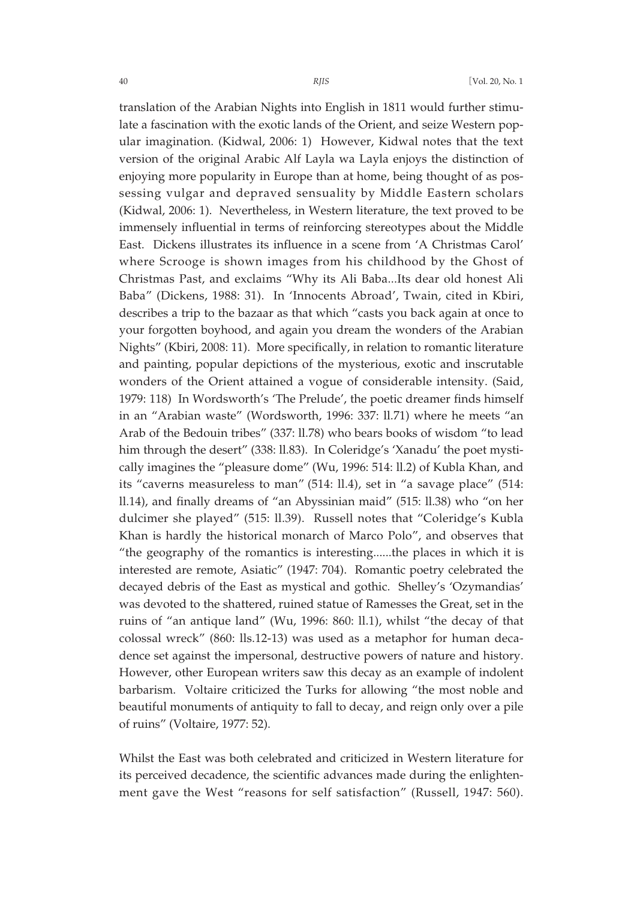translation of the Arabian Nights into English in 1811 would further stimulate a fascination with the exotic lands of the Orient, and seize Western popular imagination. (Kidwal, 2006: 1) However, Kidwal notes that the text version of the original Arabic Alf Layla wa Layla enjoys the distinction of enjoying more popularity in Europe than at home, being thought of as possessing vulgar and depraved sensuality by Middle Eastern scholars (Kidwal, 2006: 1). Nevertheless, in Western literature, the text proved to be immensely influential in terms of reinforcing stereotypes about the Middle East. Dickens illustrates its influence in a scene from 'A Christmas Carol' where Scrooge is shown images from his childhood by the Ghost of Christmas Past, and exclaims "Why its Ali Baba...Its dear old honest Ali Baba" (Dickens, 1988: 31). In 'Innocents Abroad', Twain, cited in Kbiri, describes a trip to the bazaar as that which "casts you back again at once to your forgotten boyhood, and again you dream the wonders of the Arabian Nights" (Kbiri, 2008: 11). More specifically, in relation to romantic literature and painting, popular depictions of the mysterious, exotic and inscrutable wonders of the Orient attained a vogue of considerable intensity. (Said, 1979: 118) In Wordsworth's 'The Prelude', the poetic dreamer finds himself in an "Arabian waste" (Wordsworth, 1996: 337: ll.71) where he meets "an Arab of the Bedouin tribes" (337: ll.78) who bears books of wisdom "to lead him through the desert" (338: ll.83). In Coleridge's 'Xanadu' the poet mystically imagines the "pleasure dome" (Wu, 1996: 514: ll.2) of Kubla Khan, and its "caverns measureless to man" (514: ll.4), set in "a savage place" (514: ll.14), and finally dreams of "an Abyssinian maid" (515: ll.38) who "on her dulcimer she played" (515: ll.39). Russell notes that "Coleridge's Kubla Khan is hardly the historical monarch of Marco Polo", and observes that "the geography of the romantics is interesting......the places in which it is interested are remote, Asiatic" (1947: 704). Romantic poetry celebrated the decayed debris of the East as mystical and gothic. Shelley's 'Ozymandias' was devoted to the shattered, ruined statue of Ramesses the Great, set in the ruins of "an antique land" (Wu, 1996: 860: ll.1), whilst "the decay of that colossal wreck" (860: lls.12-13) was used as a metaphor for human decadence set against the impersonal, destructive powers of nature and history. However, other European writers saw this decay as an example of indolent barbarism. Voltaire criticized the Turks for allowing "the most noble and beautiful monuments of antiquity to fall to decay, and reign only over a pile of ruins" (Voltaire, 1977: 52).

Whilst the East was both celebrated and criticized in Western literature for its perceived decadence, the scientific advances made during the enlightenment gave the West "reasons for self satisfaction" (Russell, 1947: 560).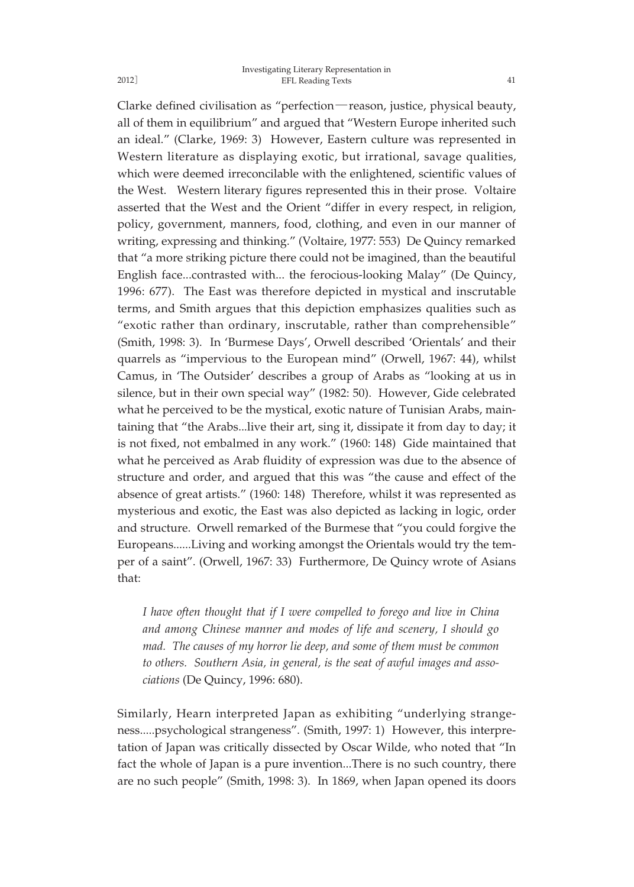Clarke defined civilisation as "perfection—reason, justice, physical beauty, all of them in equilibrium" and argued that "Western Europe inherited such an ideal." (Clarke, 1969: 3) However, Eastern culture was represented in Western literature as displaying exotic, but irrational, savage qualities, which were deemed irreconcilable with the enlightened, scientific values of the West. Western literary figures represented this in their prose. Voltaire asserted that the West and the Orient "differ in every respect, in religion, policy, government, manners, food, clothing, and even in our manner of writing, expressing and thinking." (Voltaire, 1977: 553) De Quincy remarked that "a more striking picture there could not be imagined, than the beautiful English face...contrasted with... the ferocious-looking Malay" (De Quincy, 1996: 677). The East was therefore depicted in mystical and inscrutable terms, and Smith argues that this depiction emphasizes qualities such as "exotic rather than ordinary, inscrutable, rather than comprehensible" (Smith, 1998: 3). In 'Burmese Days', Orwell described 'Orientals' and their quarrels as "impervious to the European mind" (Orwell, 1967: 44), whilst Camus, in 'The Outsider' describes a group of Arabs as "looking at us in silence, but in their own special way" (1982: 50). However, Gide celebrated what he perceived to be the mystical, exotic nature of Tunisian Arabs, maintaining that "the Arabs...live their art, sing it, dissipate it from day to day; it is not fixed, not embalmed in any work." (1960: 148) Gide maintained that what he perceived as Arab fluidity of expression was due to the absence of structure and order, and argued that this was "the cause and effect of the absence of great artists." (1960: 148) Therefore, whilst it was represented as mysterious and exotic, the East was also depicted as lacking in logic, order and structure. Orwell remarked of the Burmese that "you could forgive the Europeans......Living and working amongst the Orientals would try the temper of a saint". (Orwell, 1967: 33) Furthermore, De Quincy wrote of Asians that:

> *I have often thought that if I were compelled to forego and live in China and among Chinese manner and modes of life and scenery, I should go mad. The causes of my horror lie deep, and some of them must be common to others. Southern Asia, in general, is the seat of awful images and associations* (De Quincy, 1996: 680).

Similarly, Hearn interpreted Japan as exhibiting "underlying strangeness.....psychological strangeness". (Smith, 1997: 1) However, this interpretation of Japan was critically dissected by Oscar Wilde, who noted that "In fact the whole of Japan is a pure invention...There is no such country, there are no such people" (Smith, 1998: 3). In 1869, when Japan opened its doors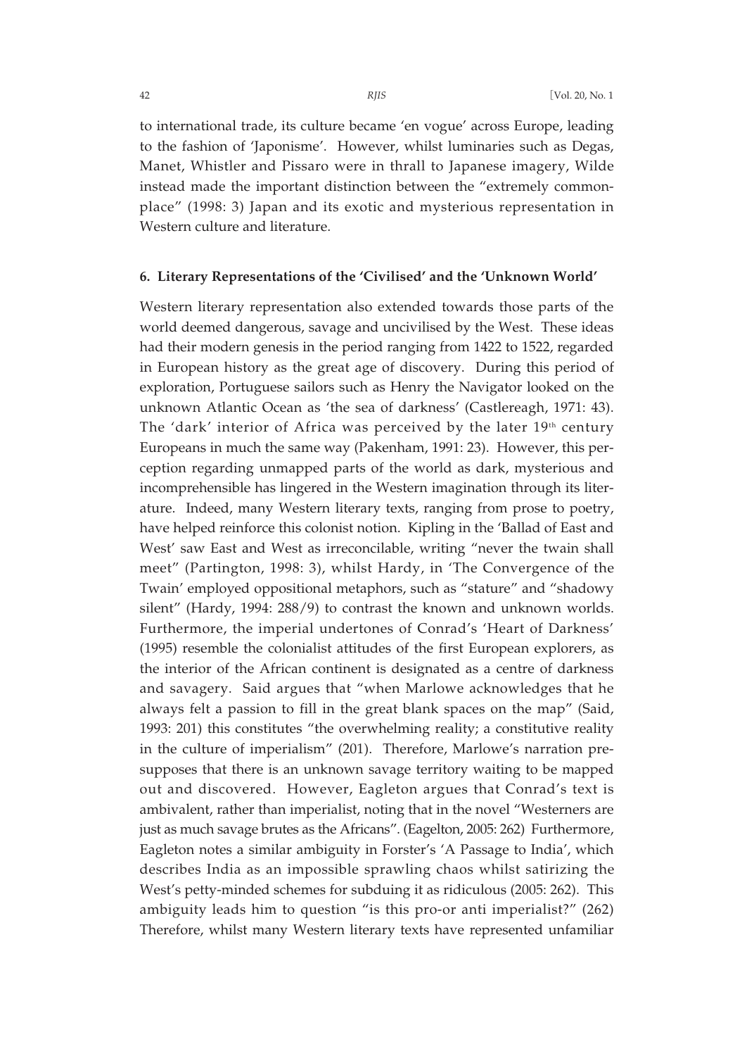to international trade, its culture became 'en vogue' across Europe, leading to the fashion of 'Japonisme'. However, whilst luminaries such as Degas, Manet, Whistler and Pissaro were in thrall to Japanese imagery, Wilde instead made the important distinction between the "extremely commonplace" (1998: 3) Japan and its exotic and mysterious representation in Western culture and literature.

## 6. Literary Representations of the 'Civilised' and the 'Unknown World'

Western literary representation also extended towards those parts of the world deemed dangerous, savage and uncivilised by the West. These ideas had their modern genesis in the period ranging from 1422 to 1522, regarded in European history as the great age of discovery. During this period of exploration, Portuguese sailors such as Henry the Navigator looked on the unknown Atlantic Ocean as 'the sea of darkness' (Castlereagh, 1971: 43). The 'dark' interior of Africa was perceived by the later 19th century Europeans in much the same way (Pakenham, 1991: 23). However, this perception regarding unmapped parts of the world as dark, mysterious and incomprehensible has lingered in the Western imagination through its literature. Indeed, many Western literary texts, ranging from prose to poetry, have helped reinforce this colonist notion. Kipling in the 'Ballad of East and West' saw East and West as irreconcilable, writing "never the twain shall meet" (Partington, 1998: 3), whilst Hardy, in 'The Convergence of the Twain' employed oppositional metaphors, such as "stature" and "shadowy silent" (Hardy, 1994: 288/9) to contrast the known and unknown worlds. Furthermore, the imperial undertones of Conrad's 'Heart of Darkness' (1995) resemble the colonialist attitudes of the first European explorers, as the interior of the African continent is designated as a centre of darkness and savagery. Said argues that "when Marlowe acknowledges that he always felt a passion to fill in the great blank spaces on the map" (Said, 1993: 201) this constitutes "the overwhelming reality; a constitutive reality in the culture of imperialism" (201). Therefore, Marlowe's narration presupposes that there is an unknown savage territory waiting to be mapped out and discovered. However, Eagleton argues that Conrad's text is ambivalent, rather than imperialist, noting that in the novel "Westerners are just as much savage brutes as the Africans". (Eagelton, 2005: 262) Furthermore, Eagleton notes a similar ambiguity in Forster's 'A Passage to India', which describes India as an impossible sprawling chaos whilst satirizing the West's petty-minded schemes for subduing it as ridiculous (2005: 262). This ambiguity leads him to question "is this pro-or anti imperialist?" (262) Therefore, whilst many Western literary texts have represented unfamiliar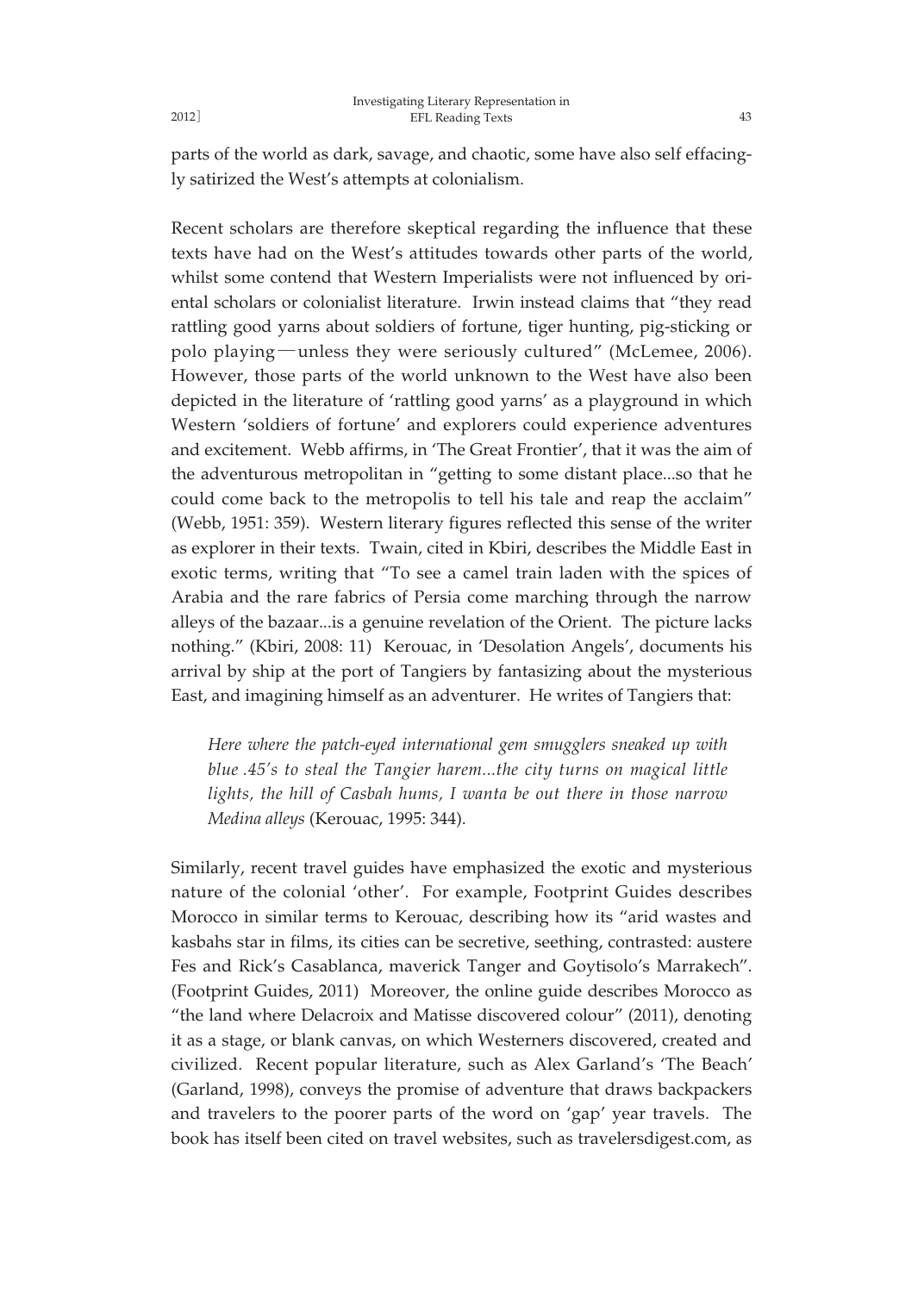parts of the world as dark, savage, and chaotic, some have also self effacingly satirized the West's attempts at colonialism.

Recent scholars are therefore skeptical regarding the influence that these texts have had on the West's attitudes towards other parts of the world, whilst some contend that Western Imperialists were not influenced by oriental scholars or colonialist literature. Irwin instead claims that "they read rattling good yarns about soldiers of fortune, tiger hunting, pig-sticking or polo playing—unless they were seriously cultured" (McLemee, 2006). However, those parts of the world unknown to the West have also been depicted in the literature of 'rattling good yarns' as a playground in which Western 'soldiers of fortune' and explorers could experience adventures and excitement. Webb affirms, in 'The Great Frontier', that it was the aim of the adventurous metropolitan in "getting to some distant place...so that he could come back to the metropolis to tell his tale and reap the acclaim" (Webb, 1951: 359). Western literary figures reflected this sense of the writer as explorer in their texts. Twain, cited in Kbiri, describes the Middle East in exotic terms, writing that "To see a camel train laden with the spices of Arabia and the rare fabrics of Persia come marching through the narrow alleys of the bazaar...is a genuine revelation of the Orient. The picture lacks nothing." (Kbiri, 2008: 11) Kerouac, in 'Desolation Angels', documents his arrival by ship at the port of Tangiers by fantasizing about the mysterious East, and imagining himself as an adventurer. He writes of Tangiers that:

> *Here where the patch-eyed international gem smugglers sneaked up with blue .45's to steal the Tangier harem...the city turns on magical little lights, the hill of Casbah hums, I wanta be out there in those narrow Medina alleys* (Kerouac, 1995: 344).

Similarly, recent travel guides have emphasized the exotic and mysterious nature of the colonial 'other'. For example, Footprint Guides describes Morocco in similar terms to Kerouac, describing how its "arid wastes and kasbahs star in films, its cities can be secretive, seething, contrasted: austere Fes and Rick's Casablanca, maverick Tanger and Goytisolo's Marrakech". (Footprint Guides, 2011) Moreover, the online guide describes Morocco as "the land where Delacroix and Matisse discovered colour" (2011), denoting it as a stage, or blank canvas, on which Westerners discovered, created and civilized. Recent popular literature, such as Alex Garland's 'The Beach' (Garland, 1998), conveys the promise of adventure that draws backpackers and travelers to the poorer parts of the word on 'gap' year travels. The book has itself been cited on travel websites, such as travelersdigest.com, as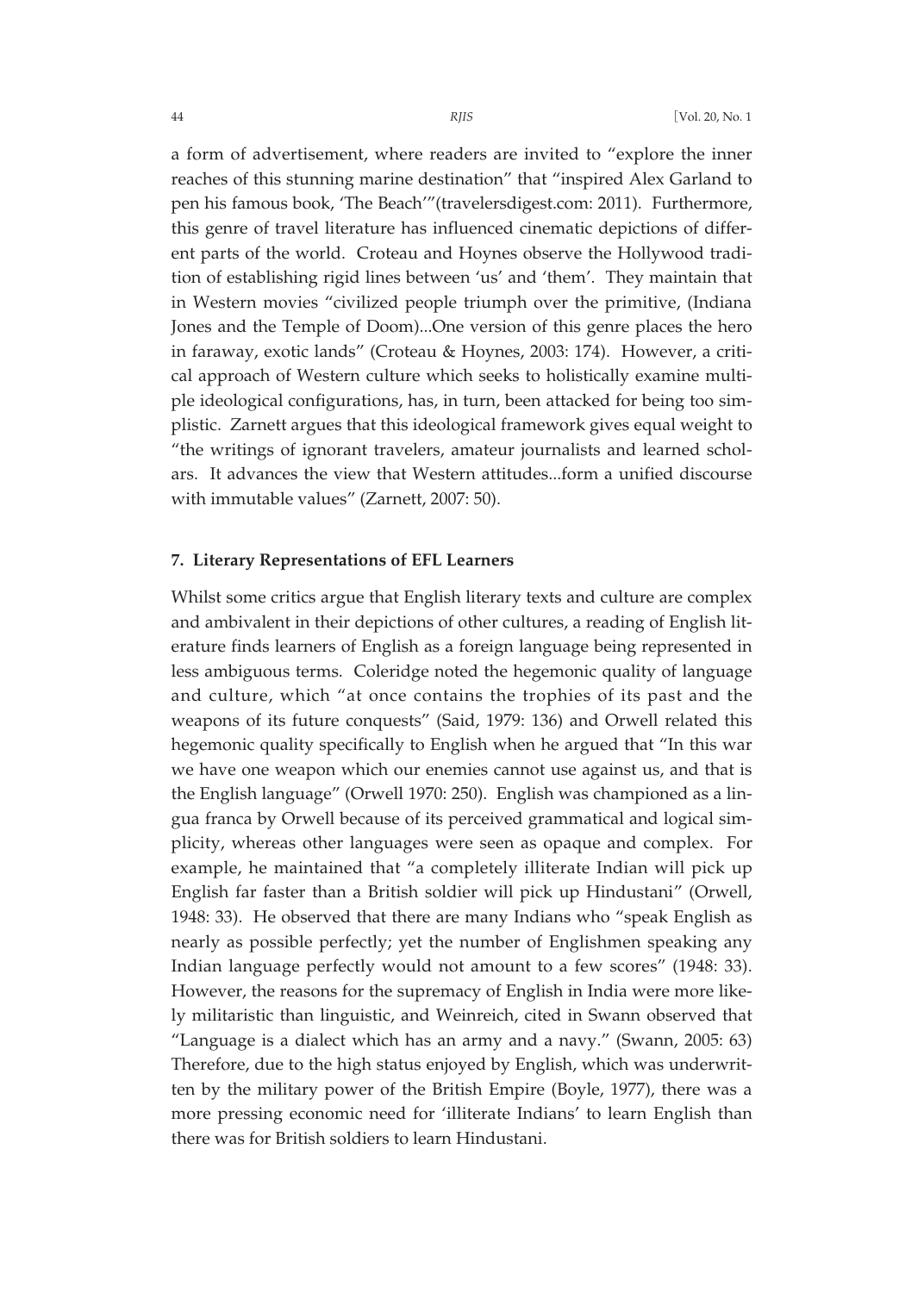a form of advertisement, where readers are invited to "explore the inner reaches of this stunning marine destination" that "inspired Alex Garland to pen his famous book, 'The Beach'"(travelersdigest.com: 2011). Furthermore, this genre of travel literature has influenced cinematic depictions of different parts of the world. Croteau and Hoynes observe the Hollywood tradition of establishing rigid lines between 'us' and 'them'. They maintain that in Western movies "civilized people triumph over the primitive, (Indiana Jones and the Temple of Doom)...One version of this genre places the hero in faraway, exotic lands" (Croteau & Hoynes, 2003: 174). However, a critical approach of Western culture which seeks to holistically examine multiple ideological configurations, has, in turn, been attacked for being too simplistic. Zarnett argues that this ideological framework gives equal weight to "the writings of ignorant travelers, amateur journalists and learned scholars. It advances the view that Western attitudes...form a unified discourse with immutable values" (Zarnett, 2007: 50).

### 7. Literary Representations of EFL Learners

Whilst some critics argue that English literary texts and culture are complex and ambivalent in their depictions of other cultures, a reading of English literature finds learners of English as a foreign language being represented in less ambiguous terms. Coleridge noted the hegemonic quality of language and culture, which "at once contains the trophies of its past and the weapons of its future conquests" (Said, 1979: 136) and Orwell related this hegemonic quality specifically to English when he argued that "In this war we have one weapon which our enemies cannot use against us, and that is the English language" (Orwell 1970: 250). English was championed as a lingua franca by Orwell because of its perceived grammatical and logical simplicity, whereas other languages were seen as opaque and complex. For example, he maintained that "a completely illiterate Indian will pick up English far faster than a British soldier will pick up Hindustani" (Orwell, 1948: 33). He observed that there are many Indians who "speak English as nearly as possible perfectly; yet the number of Englishmen speaking any Indian language perfectly would not amount to a few scores" (1948: 33). However, the reasons for the supremacy of English in India were more likely militaristic than linguistic, and Weinreich, cited in Swann observed that "Language is a dialect which has an army and a navy." (Swann, 2005: 63) Therefore, due to the high status enjoyed by English, which was underwritten by the military power of the British Empire (Boyle, 1977), there was a more pressing economic need for 'illiterate Indians' to learn English than there was for British soldiers to learn Hindustani.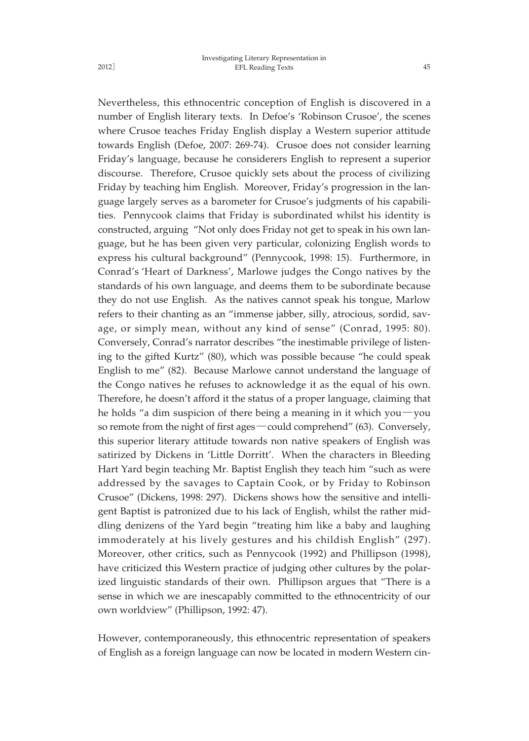Nevertheless, this ethnocentric conception of English is discovered in a number of English literary texts. In Defoe's 'Robinson Crusoe', the scenes where Crusoe teaches Friday English display a Western superior attitude towards English (Defoe, 2007: 269-74). Crusoe does not consider learning Friday's language, because he considerers English to represent a superior discourse. Therefore, Crusoe quickly sets about the process of civilizing Friday by teaching him English. Moreover, Friday's progression in the language largely serves as a barometer for Crusoe's judgments of his capabilities. Pennycook claims that Friday is subordinated whilst his identity is constructed, arguing "Not only does Friday not get to speak in his own language, but he has been given very particular, colonizing English words to express his cultural background" (Pennycook, 1998: 15). Furthermore, in Conrad's 'Heart of Darkness', Marlowe judges the Congo natives by the standards of his own language, and deems them to be subordinate because they do not use English. As the natives cannot speak his tongue, Marlow refers to their chanting as an "immense jabber, silly, atrocious, sordid, savage, or simply mean, without any kind of sense" (Conrad, 1995: 80). Conversely, Conrad's narrator describes "the inestimable privilege of listening to the gifted Kurtz" (80), which was possible because "he could speak English to me" (82). Because Marlowe cannot understand the language of the Congo natives he refuses to acknowledge it as the equal of his own. Therefore, he doesn't afford it the status of a proper language, claiming that he holds "a dim suspicion of there being a meaning in it which you—you so remote from the night of first ages—could comprehend" (63). Conversely, this superior literary attitude towards non native speakers of English was satirized by Dickens in 'Little Dorritt'. When the characters in Bleeding Hart Yard begin teaching Mr. Baptist English they teach him "such as were addressed by the savages to Captain Cook, or by Friday to Robinson Crusoe" (Dickens, 1998: 297). Dickens shows how the sensitive and intelligent Baptist is patronized due to his lack of English, whilst the rather middling denizens of the Yard begin "treating him like a baby and laughing immoderately at his lively gestures and his childish English" (297). Moreover, other critics, such as Pennycook (1992) and Phillipson (1998), have criticized this Western practice of judging other cultures by the polarized linguistic standards of their own. Phillipson argues that "There is a sense in which we are inescapably committed to the ethnocentricity of our own worldview" (Phillipson, 1992: 47).

However, contemporaneously, this ethnocentric representation of speakers of English as a foreign language can now be located in modern Western cin-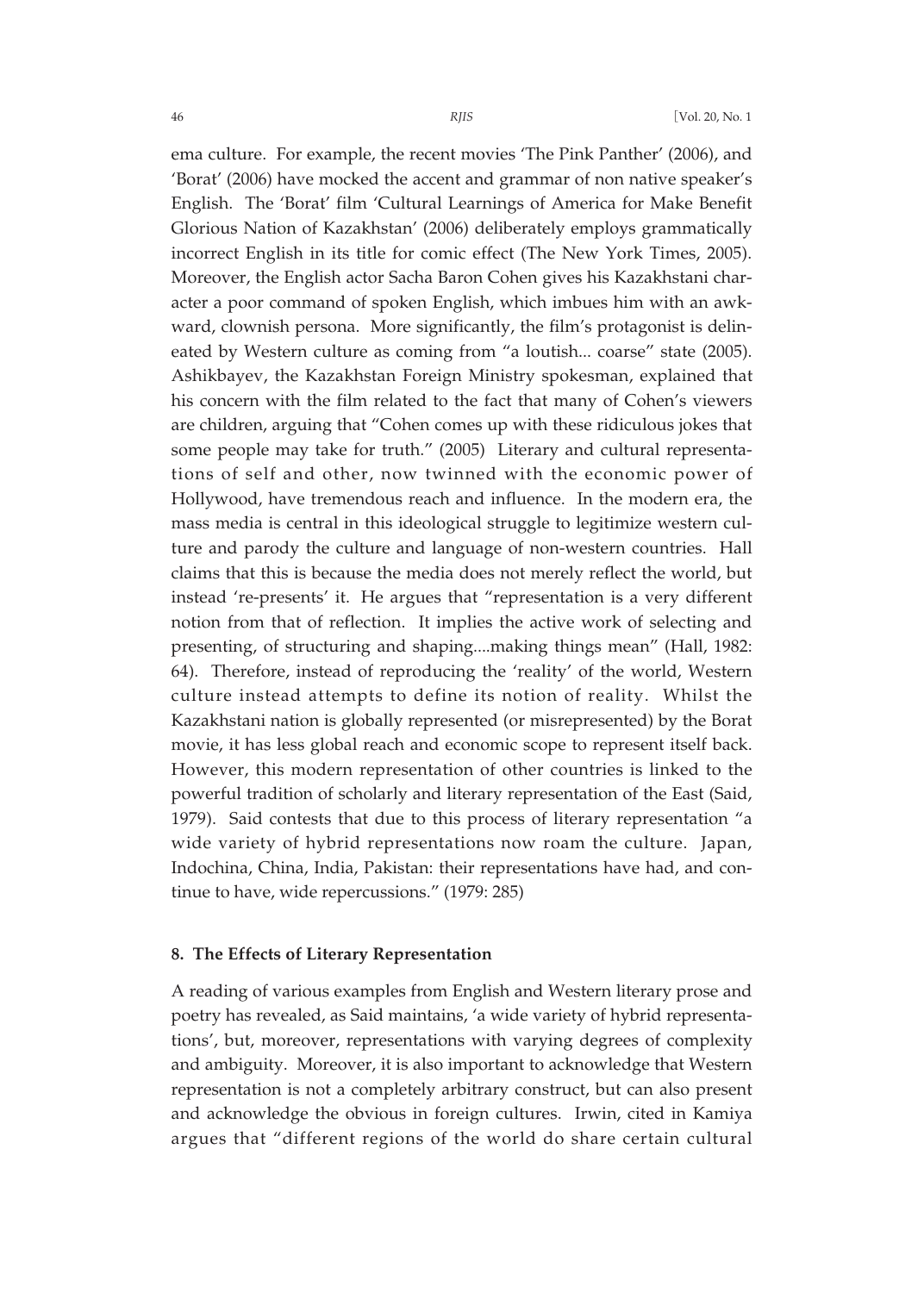ema culture. For example, the recent movies 'The Pink Panther' (2006), and 'Borat' (2006) have mocked the accent and grammar of non native speaker's English. The 'Borat' film 'Cultural Learnings of America for Make Benefit Glorious Nation of Kazakhstan' (2006) deliberately employs grammatically incorrect English in its title for comic effect (The New York Times, 2005). Moreover, the English actor Sacha Baron Cohen gives his Kazakhstani character a poor command of spoken English, which imbues him with an awkward, clownish persona. More significantly, the film's protagonist is delineated by Western culture as coming from "a loutish... coarse" state (2005). Ashikbayev, the Kazakhstan Foreign Ministry spokesman, explained that his concern with the film related to the fact that many of Cohen's viewers are children, arguing that "Cohen comes up with these ridiculous jokes that some people may take for truth." (2005) Literary and cultural representations of self and other, now twinned with the economic power of Hollywood, have tremendous reach and influence. In the modern era, the mass media is central in this ideological struggle to legitimize western culture and parody the culture and language of non-western countries. Hall claims that this is because the media does not merely reflect the world, but instead 're-presents' it. He argues that "representation is a very different notion from that of reflection. It implies the active work of selecting and presenting, of structuring and shaping....making things mean" (Hall, 1982: 64). Therefore, instead of reproducing the 'reality' of the world, Western culture instead attempts to define its notion of reality. Whilst the Kazakhstani nation is globally represented (or misrepresented) by the Borat movie, it has less global reach and economic scope to represent itself back. However, this modern representation of other countries is linked to the powerful tradition of scholarly and literary representation of the East (Said, 1979). Said contests that due to this process of literary representation "a wide variety of hybrid representations now roam the culture. Japan, Indochina, China, India, Pakistan: their representations have had, and continue to have, wide repercussions." (1979: 285)

## 8. The Effects of Literary Representation

A reading of various examples from English and Western literary prose and poetry has revealed, as Said maintains, 'a wide variety of hybrid representations', but, moreover, representations with varying degrees of complexity and ambiguity. Moreover, it is also important to acknowledge that Western representation is not a completely arbitrary construct, but can also present and acknowledge the obvious in foreign cultures. Irwin, cited in Kamiya argues that "different regions of the world do share certain cultural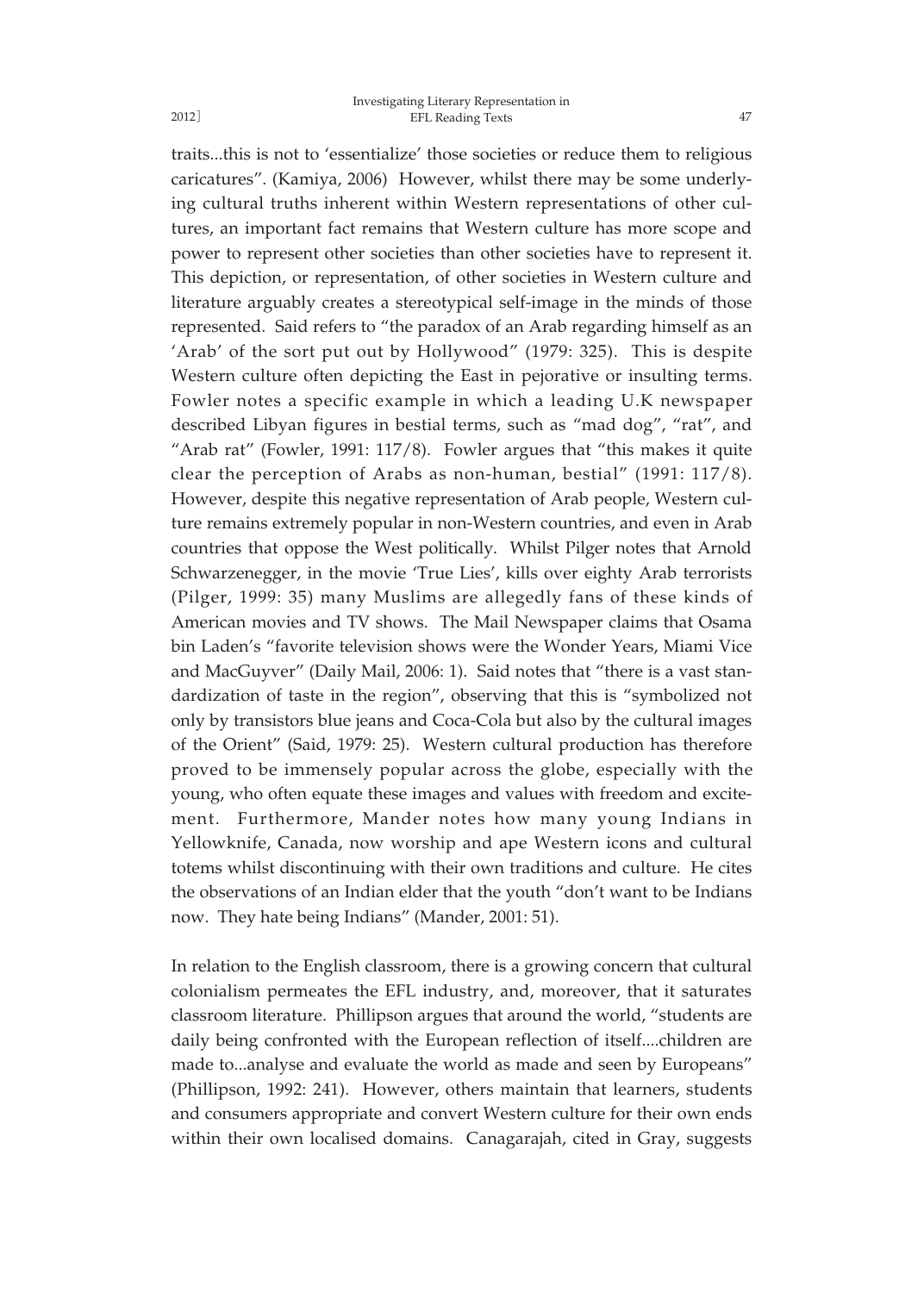traits...this is not to 'essentialize' those societies or reduce them to religious caricatures". (Kamiya, 2006) However, whilst there may be some underlying cultural truths inherent within Western representations of other cultures, an important fact remains that Western culture has more scope and power to represent other societies than other societies have to represent it. This depiction, or representation, of other societies in Western culture and literature arguably creates a stereotypical self-image in the minds of those represented. Said refers to "the paradox of an Arab regarding himself as an 'Arab' of the sort put out by Hollywood" (1979: 325). This is despite Western culture often depicting the East in pejorative or insulting terms. Fowler notes a specific example in which a leading U.K newspaper described Libyan figures in bestial terms, such as "mad dog", "rat", and "Arab rat" (Fowler, 1991: 117/8). Fowler argues that "this makes it quite clear the perception of Arabs as non-human, bestial" (1991: 117/8). However, despite this negative representation of Arab people, Western culture remains extremely popular in non-Western countries, and even in Arab countries that oppose the West politically. Whilst Pilger notes that Arnold Schwarzenegger, in the movie 'True Lies', kills over eighty Arab terrorists (Pilger, 1999: 35) many Muslims are allegedly fans of these kinds of American movies and TV shows. The Mail Newspaper claims that Osama bin Laden's "favorite television shows were the Wonder Years, Miami Vice and MacGuyver" (Daily Mail, 2006: 1). Said notes that "there is a vast standardization of taste in the region", observing that this is "symbolized not only by transistors blue jeans and Coca-Cola but also by the cultural images of the Orient" (Said, 1979: 25). Western cultural production has therefore proved to be immensely popular across the globe, especially with the young, who often equate these images and values with freedom and excitement. Furthermore, Mander notes how many young Indians in Yellowknife, Canada, now worship and ape Western icons and cultural totems whilst discontinuing with their own traditions and culture. He cites the observations of an Indian elder that the youth "don't want to be Indians now. They hate being Indians" (Mander, 2001: 51).

In relation to the English classroom, there is a growing concern that cultural colonialism permeates the EFL industry, and, moreover, that it saturates classroom literature. Phillipson argues that around the world, "students are daily being confronted with the European reflection of itself....children are made to...analyse and evaluate the world as made and seen by Europeans" (Phillipson, 1992: 241). However, others maintain that learners, students and consumers appropriate and convert Western culture for their own ends within their own localised domains. Canagarajah, cited in Gray, suggests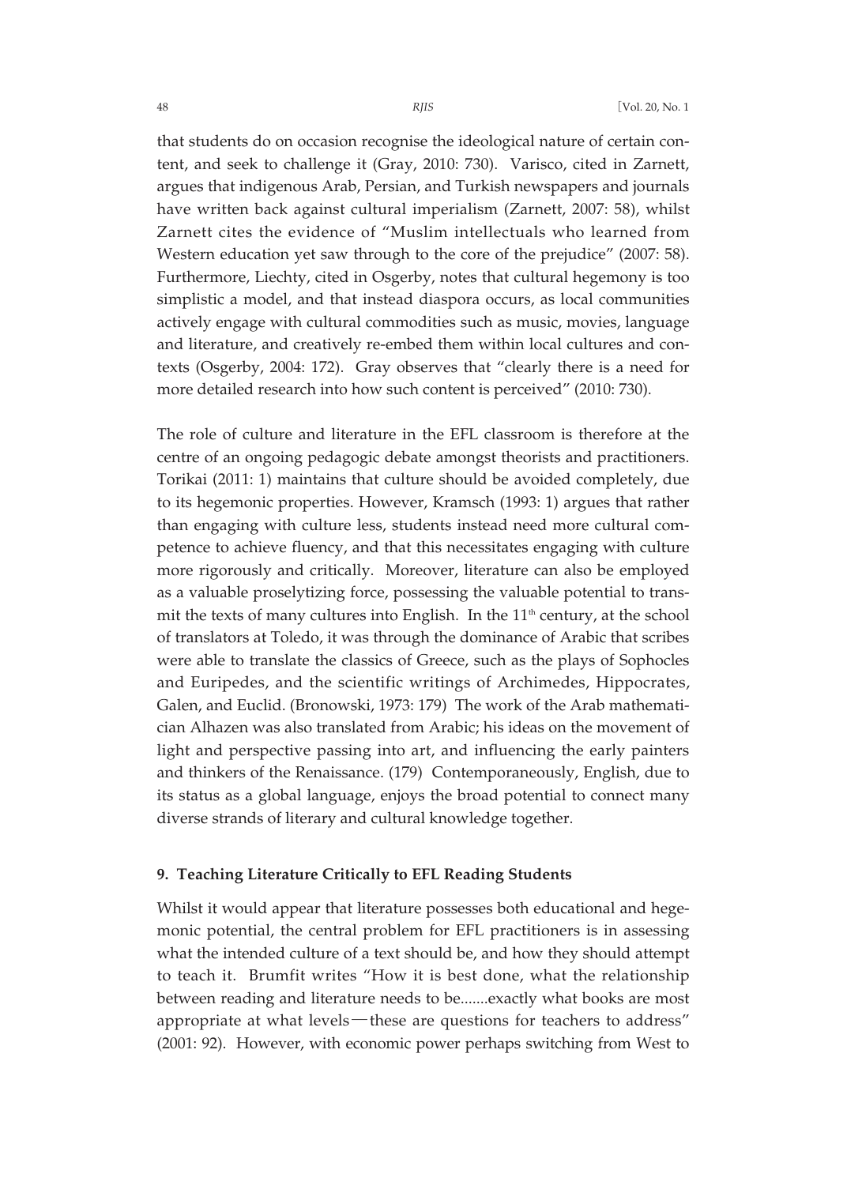that students do on occasion recognise the ideological nature of certain content, and seek to challenge it (Gray, 2010: 730). Varisco, cited in Zarnett, argues that indigenous Arab, Persian, and Turkish newspapers and journals have written back against cultural imperialism (Zarnett, 2007: 58), whilst Zarnett cites the evidence of "Muslim intellectuals who learned from Western education yet saw through to the core of the prejudice" (2007: 58). Furthermore, Liechty, cited in Osgerby, notes that cultural hegemony is too simplistic a model, and that instead diaspora occurs, as local communities actively engage with cultural commodities such as music, movies, language and literature, and creatively re-embed them within local cultures and contexts (Osgerby, 2004: 172). Gray observes that "clearly there is a need for more detailed research into how such content is perceived" (2010: 730).

The role of culture and literature in the EFL classroom is therefore at the centre of an ongoing pedagogic debate amongst theorists and practitioners. Torikai (2011: 1) maintains that culture should be avoided completely, due to its hegemonic properties. However, Kramsch (1993: 1) argues that rather than engaging with culture less, students instead need more cultural competence to achieve fluency, and that this necessitates engaging with culture more rigorously and critically. Moreover, literature can also be employed as a valuable proselytizing force, possessing the valuable potential to transmit the texts of many cultures into English. In the 11th century, at the school of translators at Toledo, it was through the dominance of Arabic that scribes were able to translate the classics of Greece, such as the plays of Sophocles and Euripedes, and the scientific writings of Archimedes, Hippocrates, Galen, and Euclid. (Bronowski, 1973: 179) The work of the Arab mathematician Alhazen was also translated from Arabic; his ideas on the movement of light and perspective passing into art, and influencing the early painters and thinkers of the Renaissance. (179) Contemporaneously, English, due to its status as a global language, enjoys the broad potential to connect many diverse strands of literary and cultural knowledge together.

## 9. Teaching Literature Critically to EFL Reading Students

Whilst it would appear that literature possesses both educational and hegemonic potential, the central problem for EFL practitioners is in assessing what the intended culture of a text should be, and how they should attempt to teach it. Brumfit writes "How it is best done, what the relationship between reading and literature needs to be.......exactly what books are most appropriate at what levels—these are questions for teachers to address" (2001: 92). However, with economic power perhaps switching from West to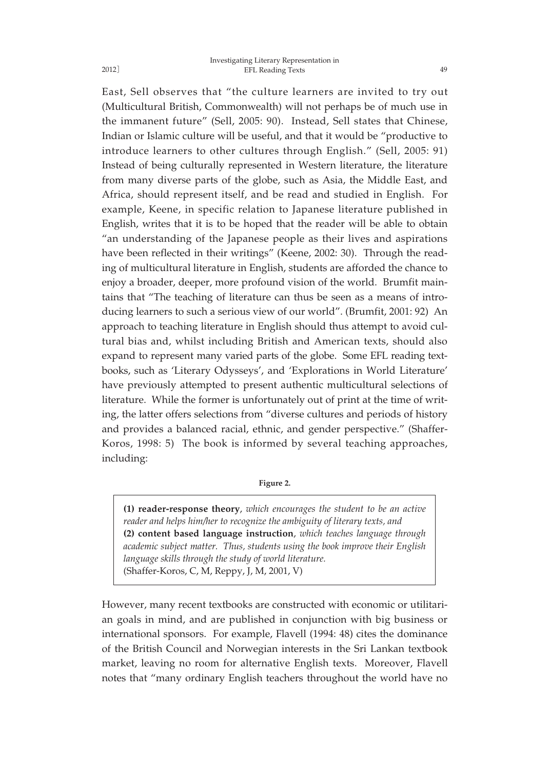East, Sell observes that "the culture learners are invited to try out (Multicultural British, Commonwealth) will not perhaps be of much use in the immanent future" (Sell, 2005: 90). Instead, Sell states that Chinese, Indian or Islamic culture will be useful, and that it would be "productive to introduce learners to other cultures through English." (Sell, 2005: 91) Instead of being culturally represented in Western literature, the literature from many diverse parts of the globe, such as Asia, the Middle East, and Africa, should represent itself, and be read and studied in English. For example, Keene, in specific relation to Japanese literature published in English, writes that it is to be hoped that the reader will be able to obtain "an understanding of the Japanese people as their lives and aspirations have been reflected in their writings" (Keene, 2002: 30). Through the reading of multicultural literature in English, students are afforded the chance to enjoy a broader, deeper, more profound vision of the world. Brumfit maintains that "The teaching of literature can thus be seen as a means of introducing learners to such a serious view of our world". (Brumfit, 2001: 92) An approach to teaching literature in English should thus attempt to avoid cultural bias and, whilst including British and American texts, should also expand to represent many varied parts of the globe. Some EFL reading textbooks, such as 'Literary Odysseys', and 'Explorations in World Literature' have previously attempted to present authentic multicultural selections of literature. While the former is unfortunately out of print at the time of writing, the latter offers selections from "diverse cultures and periods of history and provides a balanced racial, ethnic, and gender perspective." (Shaffer-Koros, 1998: 5) The book is informed by several teaching approaches, including:

**Figure 2.**

> **(1) reader-response theory**, *which encourages the student to be an active reader and helps him/her to recognize the ambiguity of literary texts, and*
> **(2) content based language instruction**, *which teaches language through academic subject matter. Thus, students using the book improve their English language skills through the study of world literature.*
> (Shaffer-Koros, C, M, Reppy, J, M, 2001, V)

However, many recent textbooks are constructed with economic or utilitarian goals in mind, and are published in conjunction with big business or international sponsors. For example, Flavell (1994: 48) cites the dominance of the British Council and Norwegian interests in the Sri Lankan textbook market, leaving no room for alternative English texts. Moreover, Flavell notes that "many ordinary English teachers throughout the world have no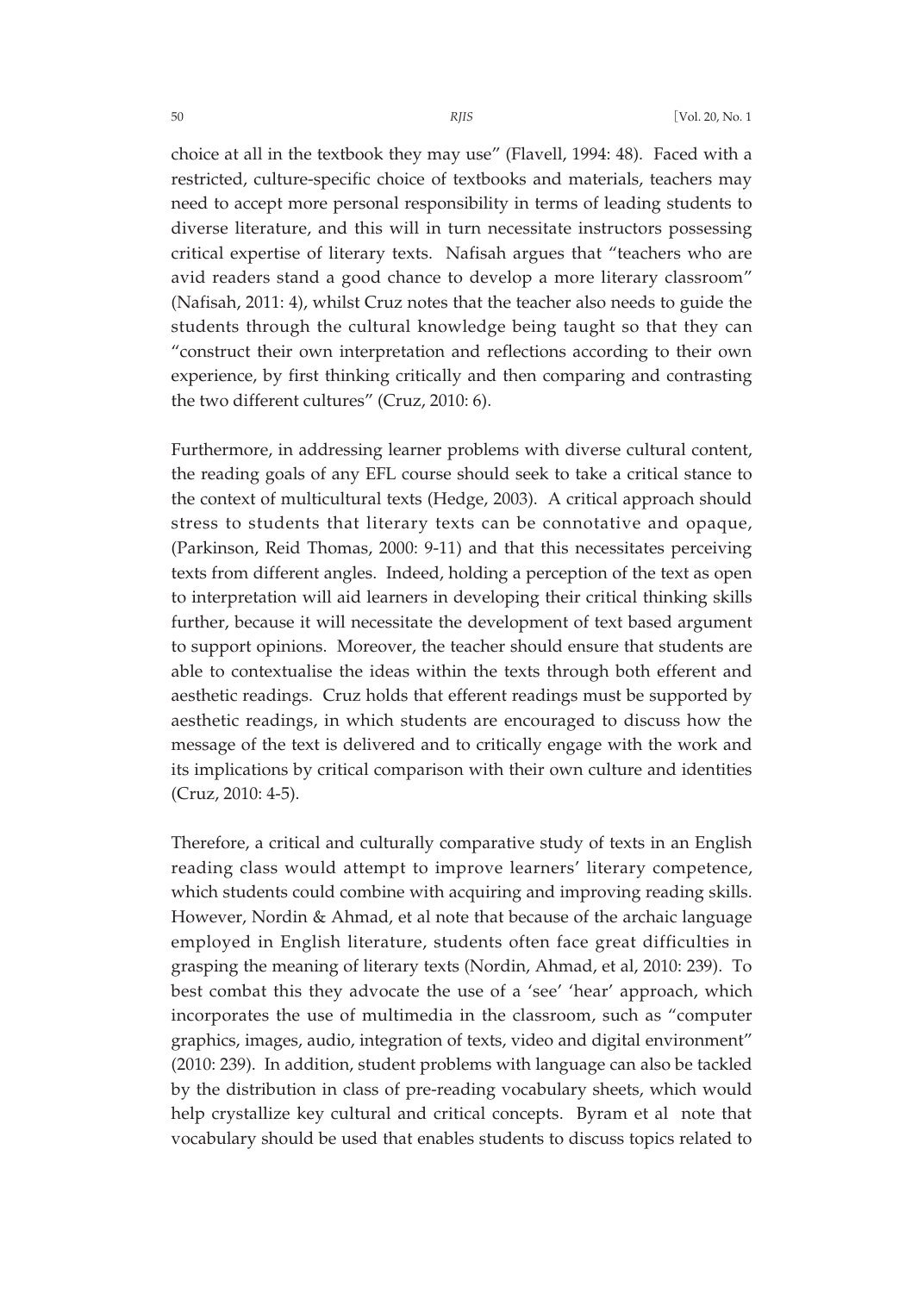choice at all in the textbook they may use" (Flavell, 1994: 48). Faced with a restricted, culture-specific choice of textbooks and materials, teachers may need to accept more personal responsibility in terms of leading students to diverse literature, and this will in turn necessitate instructors possessing critical expertise of literary texts. Nafisah argues that "teachers who are avid readers stand a good chance to develop a more literary classroom" (Nafisah, 2011: 4), whilst Cruz notes that the teacher also needs to guide the students through the cultural knowledge being taught so that they can "construct their own interpretation and reflections according to their own experience, by first thinking critically and then comparing and contrasting the two different cultures" (Cruz, 2010: 6).

Furthermore, in addressing learner problems with diverse cultural content, the reading goals of any EFL course should seek to take a critical stance to the context of multicultural texts (Hedge, 2003). A critical approach should stress to students that literary texts can be connotative and opaque, (Parkinson, Reid Thomas, 2000: 9-11) and that this necessitates perceiving texts from different angles. Indeed, holding a perception of the text as open to interpretation will aid learners in developing their critical thinking skills further, because it will necessitate the development of text based argument to support opinions. Moreover, the teacher should ensure that students are able to contextualise the ideas within the texts through both efferent and aesthetic readings. Cruz holds that efferent readings must be supported by aesthetic readings, in which students are encouraged to discuss how the message of the text is delivered and to critically engage with the work and its implications by critical comparison with their own culture and identities (Cruz, 2010: 4-5).

Therefore, a critical and culturally comparative study of texts in an English reading class would attempt to improve learners' literary competence, which students could combine with acquiring and improving reading skills. However, Nordin & Ahmad, et al note that because of the archaic language employed in English literature, students often face great difficulties in grasping the meaning of literary texts (Nordin, Ahmad, et al, 2010: 239). To best combat this they advocate the use of a 'see' 'hear' approach, which incorporates the use of multimedia in the classroom, such as "computer graphics, images, audio, integration of texts, video and digital environment" (2010: 239). In addition, student problems with language can also be tackled by the distribution in class of pre-reading vocabulary sheets, which would help crystallize key cultural and critical concepts. Byram et al note that vocabulary should be used that enables students to discuss topics related to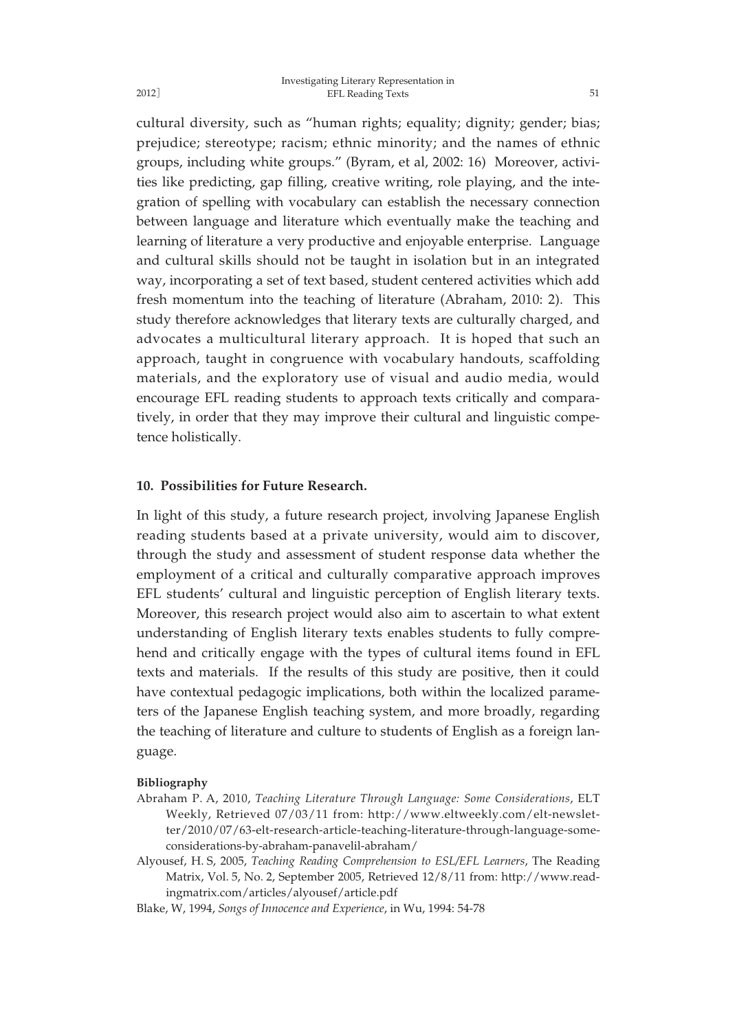cultural diversity, such as "human rights; equality; dignity; gender; bias; prejudice; stereotype; racism; ethnic minority; and the names of ethnic groups, including white groups." (Byram, et al, 2002: 16) Moreover, activities like predicting, gap filling, creative writing, role playing, and the integration of spelling with vocabulary can establish the necessary connection between language and literature which eventually make the teaching and learning of literature a very productive and enjoyable enterprise. Language and cultural skills should not be taught in isolation but in an integrated way, incorporating a set of text based, student centered activities which add fresh momentum into the teaching of literature (Abraham, 2010: 2). This study therefore acknowledges that literary texts are culturally charged, and advocates a multicultural literary approach. It is hoped that such an approach, taught in congruence with vocabulary handouts, scaffolding materials, and the exploratory use of visual and audio media, would encourage EFL reading students to approach texts critically and comparatively, in order that they may improve their cultural and linguistic competence holistically.

## 10. Possibilities for Future Research.

In light of this study, a future research project, involving Japanese English reading students based at a private university, would aim to discover, through the study and assessment of student response data whether the employment of a critical and culturally comparative approach improves EFL students' cultural and linguistic perception of English literary texts. Moreover, this research project would also aim to ascertain to what extent understanding of English literary texts enables students to fully comprehend and critically engage with the types of cultural items found in EFL texts and materials. If the results of this study are positive, then it could have contextual pedagogic implications, both within the localized parameters of the Japanese English teaching system, and more broadly, regarding the teaching of literature and culture to students of English as a foreign language.

### Bibliography

Abraham P. A, 2010, *Teaching Literature Through Language: Some Considerations*, ELT Weekly, Retrieved 07/03/11 from: http://www.eltweekly.com/elt-newsletter/2010/07/63-elt-research-article-teaching-literature-through-language-some-considerations-by-abraham-panavelil-abraham/

Alyousef, H. S, 2005, *Teaching Reading Comprehension to ESL/EFL Learners*, The Reading Matrix, Vol. 5, No. 2, September 2005, Retrieved 12/8/11 from: http://www.readingmatrix.com/articles/alyousef/article.pdf

Blake, W, 1994, *Songs of Innocence and Experience*, in Wu, 1994: 54-78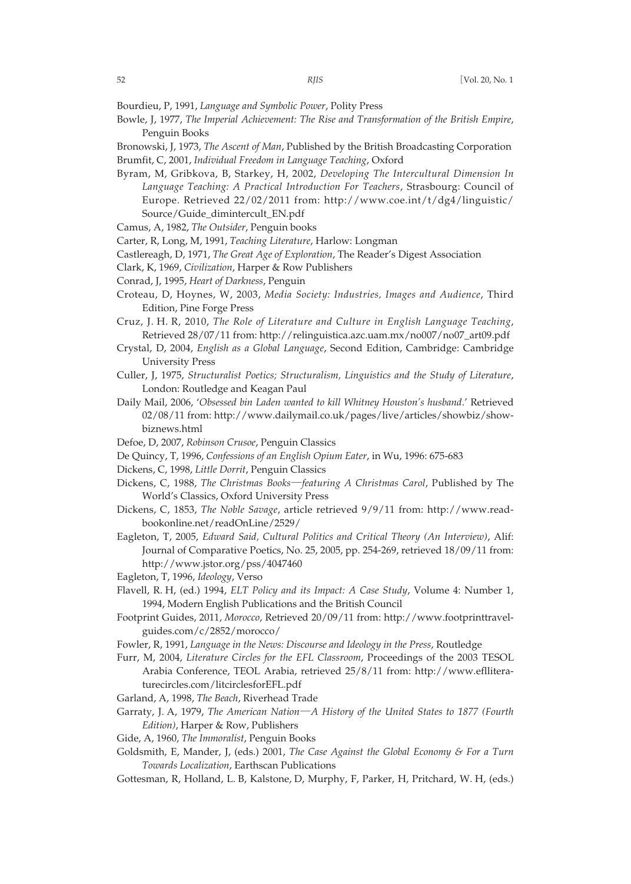Bourdieu, P, 1991, *Language and Symbolic Power*, Polity Press

Bowle, J, 1977, *The Imperial Achievement: The Rise and Transformation of the British Empire*, Penguin Books

Bronowski, J, 1973, *The Ascent of Man*, Published by the British Broadcasting Corporation

Brumfit, C, 2001, *Individual Freedom in Language Teaching*, Oxford

Byram, M, Gribkova, B, Starkey, H, 2002, *Developing The Intercultural Dimension In Language Teaching: A Practical Introduction For Teachers*, Strasbourg: Council of Europe. Retrieved 22/02/2011 from: http://www.coe.int/t/dg4/linguistic/Source/Guide_dimintercult_EN.pdf

Camus, A, 1982, *The Outsider*, Penguin books

Carter, R, Long, M, 1991, *Teaching Literature*, Harlow: Longman

Castlereagh, D, 1971, *The Great Age of Exploration*, The Reader's Digest Association

Clark, K, 1969, *Civilization*, Harper & Row Publishers

Conrad, J, 1995, *Heart of Darkness*, Penguin

Croteau, D, Hoynes, W, 2003, *Media Society: Industries, Images and Audience*, Third Edition, Pine Forge Press

Cruz, J. H. R, 2010, *The Role of Literature and Culture in English Language Teaching*, Retrieved 28/07/11 from: http://relinguistica.azc.uam.mx/no007/no07_art09.pdf

Crystal, D, 2004, *English as a Global Language*, Second Edition, Cambridge: Cambridge University Press

Culler, J, 1975, *Structuralist Poetics; Structuralism, Linguistics and the Study of Literature*, London: Routledge and Keagan Paul

Daily Mail, 2006, '*Obsessed bin Laden wanted to kill Whitney Houston's husband*.' Retrieved 02/08/11 from: http://www.dailymail.co.uk/pages/live/articles/showbiz/showbiznews.html

Defoe, D, 2007, *Robinson Crusoe*, Penguin Classics

De Quincy, T, 1996, *Confessions of an English Opium Eater*, in Wu, 1996: 675-683

Dickens, C, 1998, *Little Dorrit*, Penguin Classics

Dickens, C, 1988, *The Christmas Books—featuring A Christmas Carol*, Published by The World's Classics, Oxford University Press

Dickens, C, 1853, *The Noble Savage*, article retrieved 9/9/11 from: http://www.readbookonline.net/readOnLine/2529/

Eagleton, T, 2005, *Edward Said, Cultural Politics and Critical Theory (An Interview)*, Alif: Journal of Comparative Poetics, No. 25, 2005, pp. 254-269, retrieved 18/09/11 from: http://www.jstor.org/pss/4047460

Eagleton, T, 1996, *Ideology*, Verso

Flavell, R. H, (ed.) 1994, *ELT Policy and its Impact: A Case Study*, Volume 4: Number 1, 1994, Modern English Publications and the British Council

Footprint Guides, 2011, *Morocco*, Retrieved 20/09/11 from: http://www.footprinttravelguides.com/c/2852/morocco/

Fowler, R, 1991, *Language in the News: Discourse and Ideology in the Press*, Routledge

Furr, M, 2004, *Literature Circles for the EFL Classroom*, Proceedings of the 2003 TESOL Arabia Conference, TEOL Arabia, retrieved 25/8/11 from: http://www.eflliteraturecircles.com/litcirclesforEFL.pdf

Garland, A, 1998, *The Beach*, Riverhead Trade

Garraty, J. A, 1979, *The American Nation—A History of the United States to 1877 (Fourth Edition)*, Harper & Row, Publishers

Gide, A, 1960, *The Immoralist*, Penguin Books

Goldsmith, E, Mander, J, (eds.) 2001, *The Case Against the Global Economy & For a Turn Towards Localization*, Earthscan Publications

Gottesman, R, Holland, L. B, Kalstone, D, Murphy, F, Parker, H, Pritchard, W. H, (eds.)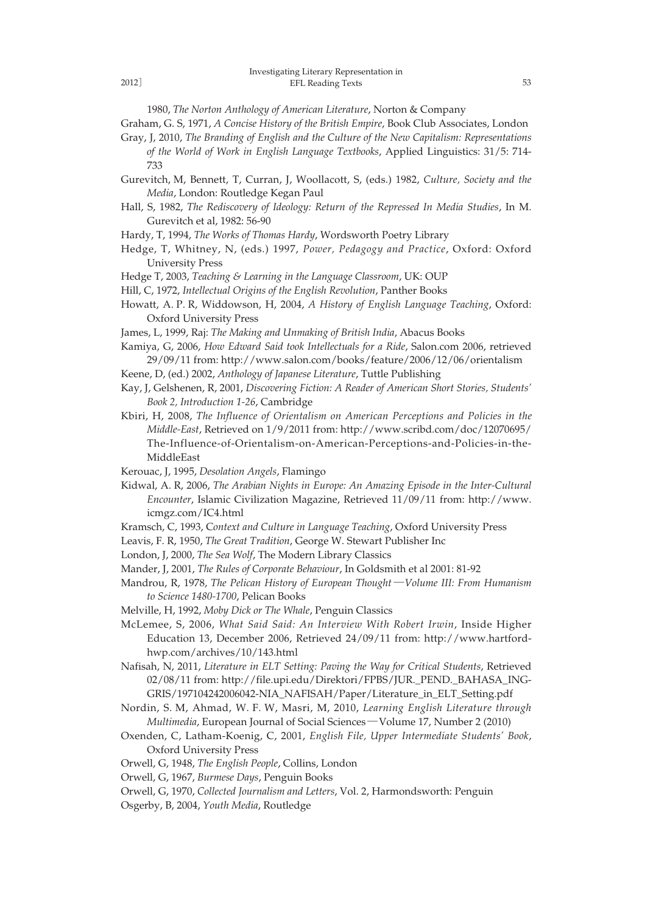1980, *The Norton Anthology of American Literature*, Norton & Company

Graham, G. S, 1971, *A Concise History of the British Empire*, Book Club Associates, London

Gray, J, 2010, *The Branding of English and the Culture of the New Capitalism: Representations of the World of Work in English Language Textbooks*, Applied Linguistics: 31/5: 714-733

Gurevitch, M, Bennett, T, Curran, J, Woollacott, S, (eds.) 1982, *Culture, Society and the Media*, London: Routledge Kegan Paul

Hall, S, 1982, *The Rediscovery of Ideology: Return of the Repressed In Media Studies*, In M. Gurevitch et al, 1982: 56-90

Hardy, T, 1994, *The Works of Thomas Hardy*, Wordsworth Poetry Library

Hedge, T, Whitney, N, (eds.) 1997, *Power, Pedagogy and Practice*, Oxford: Oxford University Press

Hedge T, 2003, *Teaching & Learning in the Language Classroom*, UK: OUP

Hill, C, 1972, *Intellectual Origins of the English Revolution*, Panther Books

Howatt, A. P. R, Widdowson, H, 2004, *A History of English Language Teaching*, Oxford: Oxford University Press

James, L, 1999, Raj: *The Making and Unmaking of British India*, Abacus Books

Kamiya, G, 2006, *How Edward Said took Intellectuals for a Ride*, Salon.com 2006, retrieved 29/09/11 from: http://www.salon.com/books/feature/2006/12/06/orientalism

Keene, D, (ed.) 2002, *Anthology of Japanese Literature*, Tuttle Publishing

Kay, J, Gelshenen, R, 2001, *Discovering Fiction: A Reader of American Short Stories, Students' Book 2, Introduction 1-26*, Cambridge

Kbiri, H, 2008, *The Influence of Orientalism on American Perceptions and Policies in the Middle-East*, Retrieved on 1/9/2011 from: http://www.scribd.com/doc/12070695/The-Influence-of-Orientalism-on-American-Perceptions-and-Policies-in-the-MiddleEast

Kerouac, J, 1995, *Desolation Angels*, Flamingo

Kidwal, A. R, 2006, *The Arabian Nights in Europe: An Amazing Episode in the Inter-Cultural Encounter*, Islamic Civilization Magazine, Retrieved 11/09/11 from: http://www.icmgz.com/IC4.html

Kramsch, C, 1993, C*ontext and Culture in Language Teaching*, Oxford University Press

Leavis, F. R, 1950, *The Great Tradition*, George W. Stewart Publisher Inc

London, J, 2000, *The Sea Wolf*, The Modern Library Classics

Mander, J, 2001, *The Rules of Corporate Behaviour*, In Goldsmith et al 2001: 81-92

Mandrou, R, 1978, *The Pelican History of European Thought—Volume III: From Humanism to Science 1480-1700*, Pelican Books

Melville, H, 1992, *Moby Dick or The Whale*, Penguin Classics

McLemee, S, 2006, *What Said Said: An Interview With Robert Irwin*, Inside Higher Education 13, December 2006, Retrieved 24/09/11 from: http://www.hartford-hwp.com/archives/10/143.html

Nafisah, N, 2011, *Literature in ELT Setting: Paving the Way for Critical Students*, Retrieved 02/08/11 from: http://file.upi.edu/Direktori/FPBS/JUR._PEND._BAHASA_ING-GRIS/197104242006042-NIA_NAFISAH/Paper/Literature_in_ELT_Setting.pdf

Nordin, S. M, Ahmad, W. F. W, Masri, M, 2010, *Learning English Literature through Multimedia*, European Journal of Social Sciences—Volume 17, Number 2 (2010)

Oxenden, C, Latham-Koenig, C, 2001, *English File, Upper Intermediate Students' Book*, Oxford University Press

Orwell, G, 1948, *The English People*, Collins, London

Orwell, G, 1967, *Burmese Days*, Penguin Books

Orwell, G, 1970, *Collected Journalism and Letters*, Vol. 2, Harmondsworth: Penguin

Osgerby, B, 2004, *Youth Media*, Routledge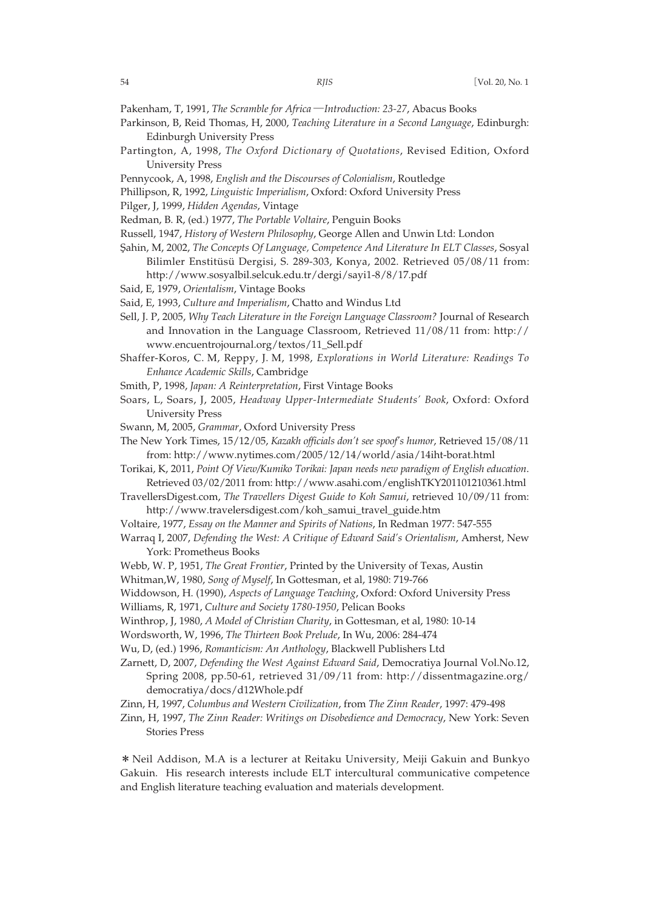Pakenham, T, 1991, *The Scramble for Africa —Introduction: 23-27*, Abacus Books

Parkinson, B, Reid Thomas, H, 2000, *Teaching Literature in a Second Language*, Edinburgh: Edinburgh University Press

Partington, A, 1998, *The Oxford Dictionary of Quotations*, Revised Edition, Oxford University Press

Pennycook, A, 1998, *English and the Discourses of Colonialism*, Routledge

Phillipson, R, 1992, *Linguistic Imperialism*, Oxford: Oxford University Press

Pilger, J, 1999, *Hidden Agendas*, Vintage

Redman, B. R, (ed.) 1977, *The Portable Voltaire*, Penguin Books

Russell, 1947, *History of Western Philosophy*, George Allen and Unwin Ltd: London

Şahin, M, 2002, *The Concepts Of Language, Competence And Literature In ELT Classes*, Sosyal Bilimler Enstitüsü Dergisi, S. 289-303, Konya, 2002. Retrieved 05/08/11 from: http://www.sosyalbil.selcuk.edu.tr/dergi/sayi1-8/8/17.pdf

Said, E, 1979, *Orientalism*, Vintage Books

Said, E, 1993, *Culture and Imperialism*, Chatto and Windus Ltd

Sell, J. P, 2005, *Why Teach Literature in the Foreign Language Classroom?* Journal of Research and Innovation in the Language Classroom, Retrieved 11/08/11 from: http://www.encuentrojournal.org/textos/11_Sell.pdf

Shaffer-Koros, C. M, Reppy, J. M, 1998, *Explorations in World Literature: Readings To Enhance Academic Skills*, Cambridge

Smith, P, 1998, *Japan: A Reinterpretation*, First Vintage Books

Soars, L, Soars, J, 2005, *Headway Upper-Intermediate Students' Book*, Oxford: Oxford University Press

Swann, M, 2005, *Grammar*, Oxford University Press

The New York Times, 15/12/05, *Kazakh officials don't see spoof's humor*, Retrieved 15/08/11 from: http://www.nytimes.com/2005/12/14/world/asia/14iht-borat.html

Torikai, K, 2011, *Point Of View/Kumiko Torikai: Japan needs new paradigm of English education*. Retrieved 03/02/2011 from: http://www.asahi.com/englishTKY201101210361.html

TravellersDigest.com, *The Travellers Digest Guide to Koh Samui*, retrieved 10/09/11 from: http://www.travelersdigest.com/koh_samui_travel_guide.htm

Voltaire, 1977, *Essay on the Manner and Spirits of Nations*, In Redman 1977: 547-555

Warraq I, 2007, *Defending the West: A Critique of Edward Said's Orientalism*, Amherst, New York: Prometheus Books

Webb, W. P, 1951, *The Great Frontier*, Printed by the University of Texas, Austin

Whitman,W, 1980, *Song of Myself*, In Gottesman, et al, 1980: 719-766

Widdowson, H. (1990), *Aspects of Language Teaching*, Oxford: Oxford University Press

Williams, R, 1971, *Culture and Society 1780-1950*, Pelican Books

Winthrop, J, 1980, *A Model of Christian Charity*, in Gottesman, et al, 1980: 10-14

Wordsworth, W, 1996, *The Thirteen Book Prelude*, In Wu, 2006: 284-474

Wu, D, (ed.) 1996, *Romanticism: An Anthology*, Blackwell Publishers Ltd

Zarnett, D, 2007, *Defending the West Against Edward Said*, Democratiya Journal Vol.No.12, Spring 2008, pp.50-61, retrieved 31/09/11 from: http://dissentmagazine.org/democratiya/docs/d12Whole.pdf

Zinn, H, 1997, *Columbus and Western Civilization*, from *The Zinn Reader*, 1997: 479-498

Zinn, H, 1997, *The Zinn Reader: Writings on Disobedience and Democracy*, New York: Seven Stories Press

* Neil Addison, M.A is a lecturer at Reitaku University, Meiji Gakuin and Bunkyo Gakuin. His research interests include ELT intercultural communicative competence and English literature teaching evaluation and materials development.